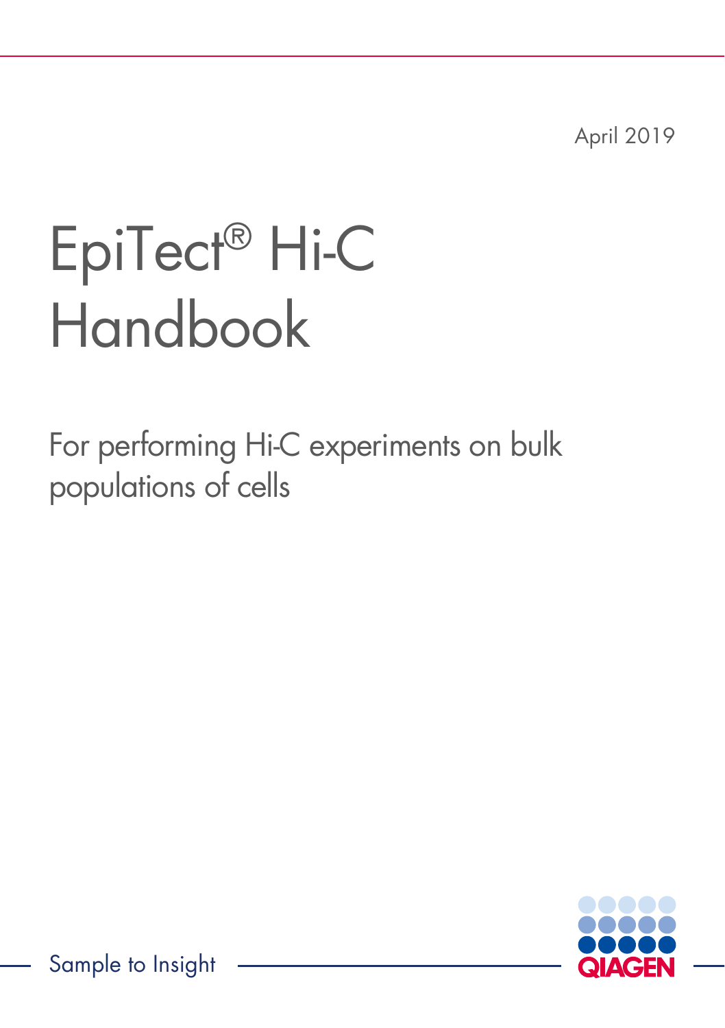April 2019

# EpiTect® Hi-C Handbook

For performing Hi-C experiments on bulk populations of cells

Sample to Insight

QIAGEN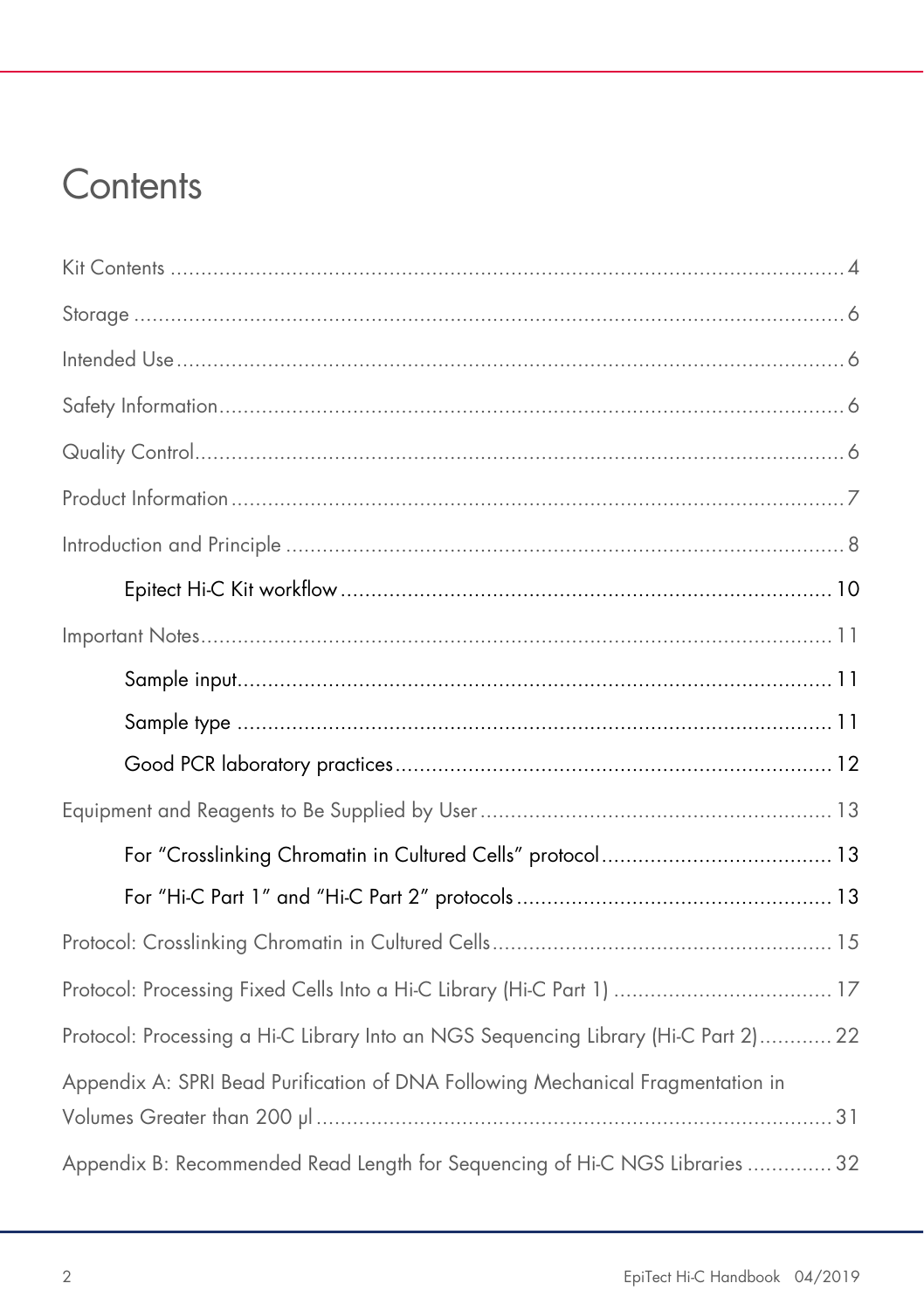# Contents

Kit Contents .......... 4

Storage .......... 6

Intended Use .......... 6

Safety Information .......... 6

Quality Control .......... 6

Product Information .......... 7

Introduction and Principle .......... 8

- Epitect Hi-C Kit workflow .......... 10

Important Notes .......... 11

- Sample input .......... 11
- Sample type .......... 11
- Good PCR laboratory practices .......... 12

Equipment and Reagents to Be Supplied by User .......... 13

- For "Crosslinking Chromatin in Cultured Cells" protocol .......... 13
- For "Hi-C Part 1" and "Hi-C Part 2" protocols .......... 13

Protocol: Crosslinking Chromatin in Cultured Cells .......... 15

Protocol: Processing Fixed Cells Into a Hi-C Library (Hi-C Part 1) .......... 17

Protocol: Processing a Hi-C Library Into an NGS Sequencing Library (Hi-C Part 2) .......... 22

Appendix A: SPRI Bead Purification of DNA Following Mechanical Fragmentation in Volumes Greater than 200 µl .......... 31

Appendix B: Recommended Read Length for Sequencing of Hi-C NGS Libraries .......... 32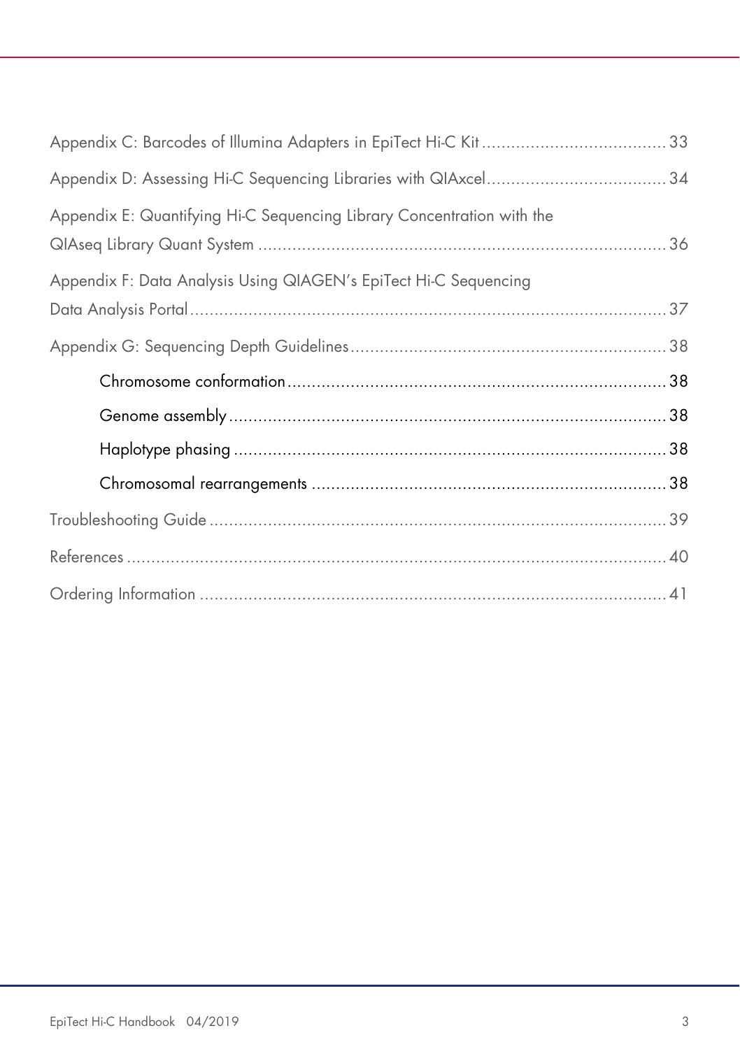Appendix C: Barcodes of Illumina Adapters in EpiTect Hi-C Kit ..................................... 33

Appendix D: Assessing Hi-C Sequencing Libraries with QIAxcel .................................... 34

Appendix E: Quantifying Hi-C Sequencing Library Concentration with the QIAseq Library Quant System ..................................................................................... 36

Appendix F: Data Analysis Using QIAGEN's EpiTect Hi-C Sequencing Data Analysis Portal ...................................................................................................... 37

Appendix G: Sequencing Depth Guidelines ................................................................. 38

- Chromosome conformation ............................................................................. 38
- Genome assembly ......................................................................................... 38
- Haplotype phasing ........................................................................................ 38
- Chromosomal rearrangements ......................................................................... 38

Troubleshooting Guide ............................................................................................... 39

References ................................................................................................................ 40

Ordering Information ................................................................................................. 41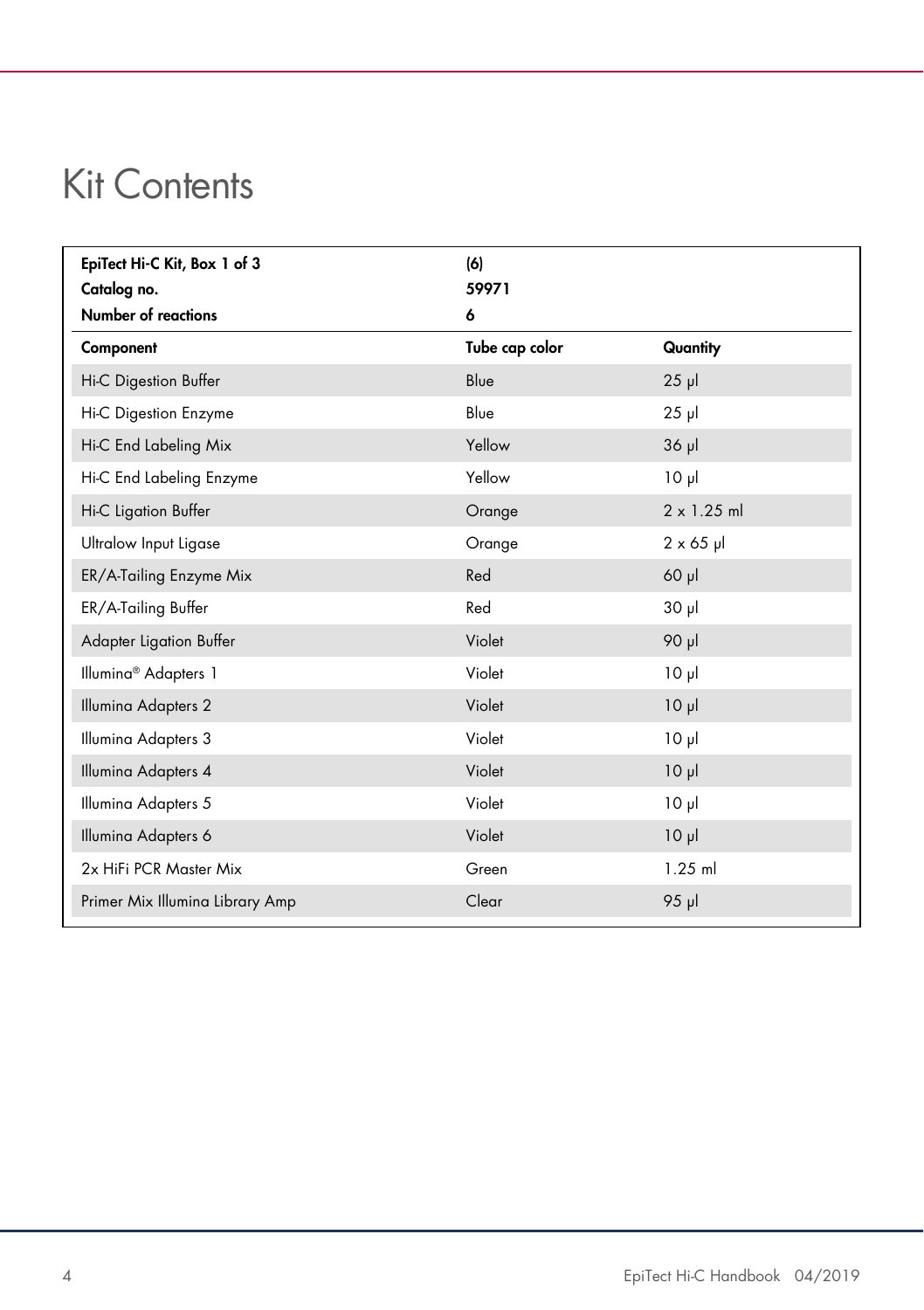# Kit Contents

| **EpiTect Hi-C Kit, Box 1 of 3** | **(6)** | |
|---|---|---|
| **Catalog no.** | **59971** | |
| **Number of reactions** | **6** | |
| **Component** | **Tube cap color** | **Quantity** |
| Hi-C Digestion Buffer | Blue | 25 µl |
| Hi-C Digestion Enzyme | Blue | 25 µl |
| Hi-C End Labeling Mix | Yellow | 36 µl |
| Hi-C End Labeling Enzyme | Yellow | 10 µl |
| Hi-C Ligation Buffer | Orange | 2 x 1.25 ml |
| Ultralow Input Ligase | Orange | 2 x 65 µl |
| ER/A-Tailing Enzyme Mix | Red | 60 µl |
| ER/A-Tailing Buffer | Red | 30 µl |
| Adapter Ligation Buffer | Violet | 90 µl |
| Illumina® Adapters 1 | Violet | 10 µl |
| Illumina Adapters 2 | Violet | 10 µl |
| Illumina Adapters 3 | Violet | 10 µl |
| Illumina Adapters 4 | Violet | 10 µl |
| Illumina Adapters 5 | Violet | 10 µl |
| Illumina Adapters 6 | Violet | 10 µl |
| 2x HiFi PCR Master Mix | Green | 1.25 ml |
| Primer Mix Illumina Library Amp | Clear | 95 µl |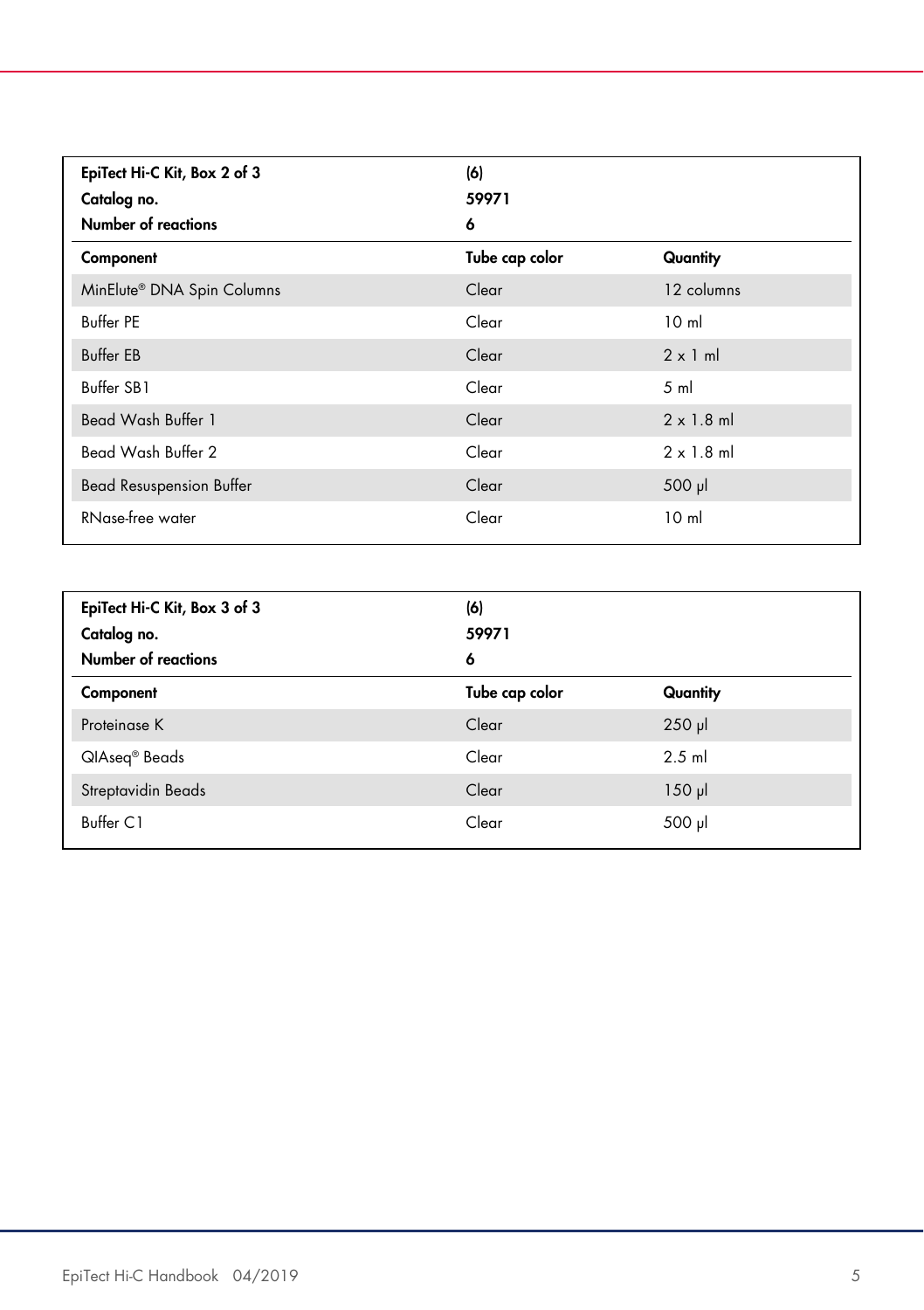| EpiTect Hi-C Kit, Box 2 of 3 | (6) | |
|---|---|---|
| **Catalog no.** | **59971** | |
| **Number of reactions** | **6** | |
| **Component** | **Tube cap color** | **Quantity** |
| MinElute® DNA Spin Columns | Clear | 12 columns |
| Buffer PE | Clear | 10 ml |
| Buffer EB | Clear | 2 x 1 ml |
| Buffer SB1 | Clear | 5 ml |
| Bead Wash Buffer 1 | Clear | 2 x 1.8 ml |
| Bead Wash Buffer 2 | Clear | 2 x 1.8 ml |
| Bead Resuspension Buffer | Clear | 500 µl |
| RNase-free water | Clear | 10 ml |

| EpiTect Hi-C Kit, Box 3 of 3 | (6) | |
|---|---|---|
| **Catalog no.** | **59971** | |
| **Number of reactions** | **6** | |
| **Component** | **Tube cap color** | **Quantity** |
| Proteinase K | Clear | 250 µl |
| QIAseq® Beads | Clear | 2.5 ml |
| Streptavidin Beads | Clear | 150 µl |
| Buffer C1 | Clear | 500 µl |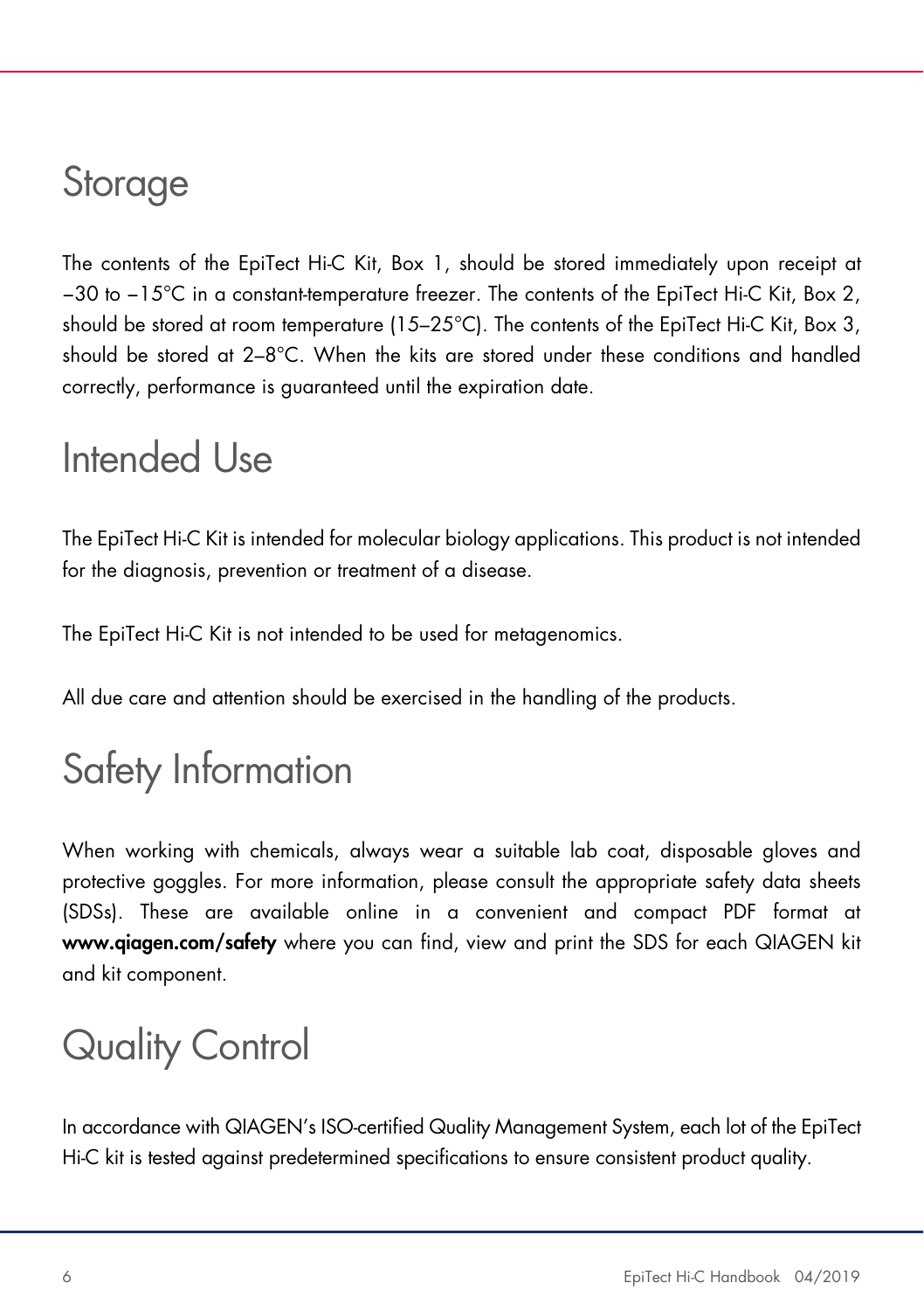# Storage

The contents of the EpiTect Hi-C Kit, Box 1, should be stored immediately upon receipt at −30 to −15°C in a constant-temperature freezer. The contents of the EpiTect Hi-C Kit, Box 2, should be stored at room temperature (15–25°C). The contents of the EpiTect Hi-C Kit, Box 3, should be stored at 2–8°C. When the kits are stored under these conditions and handled correctly, performance is guaranteed until the expiration date.

# Intended Use

The EpiTect Hi-C Kit is intended for molecular biology applications. This product is not intended for the diagnosis, prevention or treatment of a disease.

The EpiTect Hi-C Kit is not intended to be used for metagenomics.

All due care and attention should be exercised in the handling of the products.

# Safety Information

When working with chemicals, always wear a suitable lab coat, disposable gloves and protective goggles. For more information, please consult the appropriate safety data sheets (SDSs). These are available online in a convenient and compact PDF format at **www.qiagen.com/safety** where you can find, view and print the SDS for each QIAGEN kit and kit component.

# Quality Control

In accordance with QIAGEN's ISO-certified Quality Management System, each lot of the EpiTect Hi-C kit is tested against predetermined specifications to ensure consistent product quality.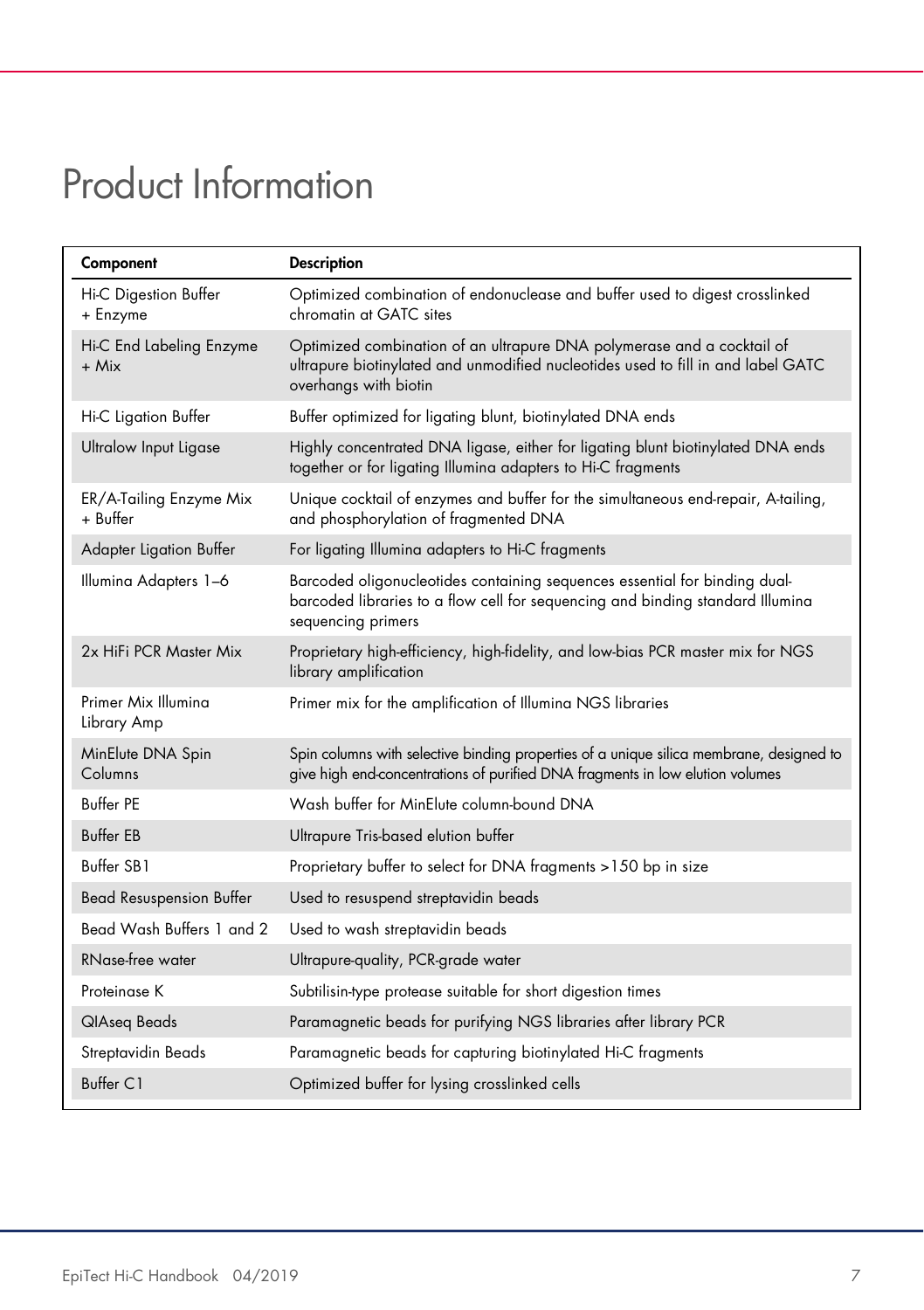# Product Information

| Component | Description |
|---|---|
| Hi-C Digestion Buffer + Enzyme | Optimized combination of endonuclease and buffer used to digest crosslinked chromatin at GATC sites |
| Hi-C End Labeling Enzyme + Mix | Optimized combination of an ultrapure DNA polymerase and a cocktail of ultrapure biotinylated and unmodified nucleotides used to fill in and label GATC overhangs with biotin |
| Hi-C Ligation Buffer | Buffer optimized for ligating blunt, biotinylated DNA ends |
| Ultralow Input Ligase | Highly concentrated DNA ligase, either for ligating blunt biotinylated DNA ends together or for ligating Illumina adapters to Hi-C fragments |
| ER/A-Tailing Enzyme Mix + Buffer | Unique cocktail of enzymes and buffer for the simultaneous end-repair, A-tailing, and phosphorylation of fragmented DNA |
| Adapter Ligation Buffer | For ligating Illumina adapters to Hi-C fragments |
| Illumina Adapters 1–6 | Barcoded oligonucleotides containing sequences essential for binding dual-barcoded libraries to a flow cell for sequencing and binding standard Illumina sequencing primers |
| 2x HiFi PCR Master Mix | Proprietary high-efficiency, high-fidelity, and low-bias PCR master mix for NGS library amplification |
| Primer Mix Illumina Library Amp | Primer mix for the amplification of Illumina NGS libraries |
| MinElute DNA Spin Columns | Spin columns with selective binding properties of a unique silica membrane, designed to give high end-concentrations of purified DNA fragments in low elution volumes |
| Buffer PE | Wash buffer for MinElute column-bound DNA |
| Buffer EB | Ultrapure Tris-based elution buffer |
| Buffer SB1 | Proprietary buffer to select for DNA fragments >150 bp in size |
| Bead Resuspension Buffer | Used to resuspend streptavidin beads |
| Bead Wash Buffers 1 and 2 | Used to wash streptavidin beads |
| RNase-free water | Ultrapure-quality, PCR-grade water |
| Proteinase K | Subtilisin-type protease suitable for short digestion times |
| QIAseq Beads | Paramagnetic beads for purifying NGS libraries after library PCR |
| Streptavidin Beads | Paramagnetic beads for capturing biotinylated Hi-C fragments |
| Buffer C1 | Optimized buffer for lysing crosslinked cells |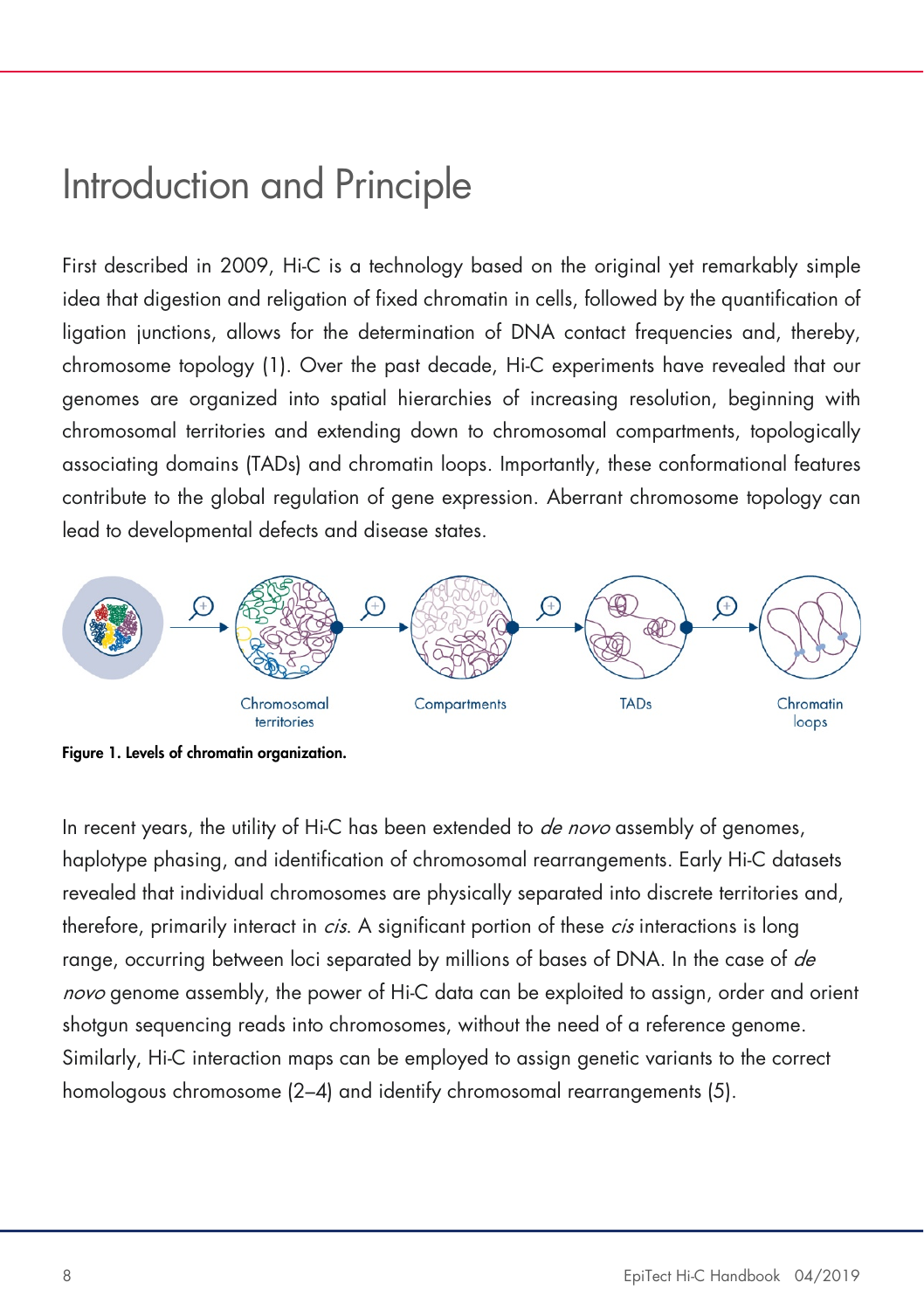# Introduction and Principle

First described in 2009, Hi-C is a technology based on the original yet remarkably simple idea that digestion and religation of fixed chromatin in cells, followed by the quantification of ligation junctions, allows for the determination of DNA contact frequencies and, thereby, chromosome topology (1). Over the past decade, Hi-C experiments have revealed that our genomes are organized into spatial hierarchies of increasing resolution, beginning with chromosomal territories and extending down to chromosomal compartments, topologically associating domains (TADs) and chromatin loops. Importantly, these conformational features contribute to the global regulation of gene expression. Aberrant chromosome topology can lead to developmental defects and disease states.

Chromosomal territories    Compartments    TADs    Chromatin loops

**Figure 1. Levels of chromatin organization.**

In recent years, the utility of Hi-C has been extended to *de novo* assembly of genomes, haplotype phasing, and identification of chromosomal rearrangements. Early Hi-C datasets revealed that individual chromosomes are physically separated into discrete territories and, therefore, primarily interact in *cis*. A significant portion of these *cis* interactions is long range, occurring between loci separated by millions of bases of DNA. In the case of *de novo* genome assembly, the power of Hi-C data can be exploited to assign, order and orient shotgun sequencing reads into chromosomes, without the need of a reference genome. Similarly, Hi-C interaction maps can be employed to assign genetic variants to the correct homologous chromosome (2–4) and identify chromosomal rearrangements (5).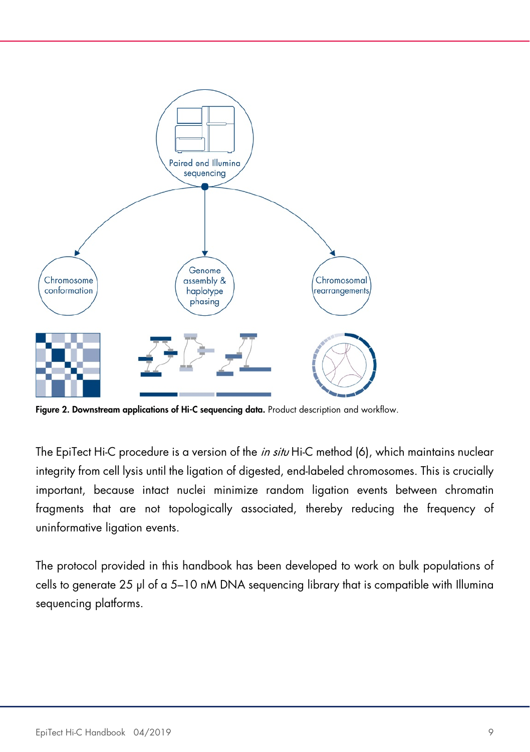**Figure 2. Downstream applications of Hi-C sequencing data.** Product description and workflow.

The EpiTect Hi-C procedure is a version of the *in situ* Hi-C method (6), which maintains nuclear integrity from cell lysis until the ligation of digested, end-labeled chromosomes. This is crucially important, because intact nuclei minimize random ligation events between chromatin fragments that are not topologically associated, thereby reducing the frequency of uninformative ligation events.

The protocol provided in this handbook has been developed to work on bulk populations of cells to generate 25 µl of a 5–10 nM DNA sequencing library that is compatible with Illumina sequencing platforms.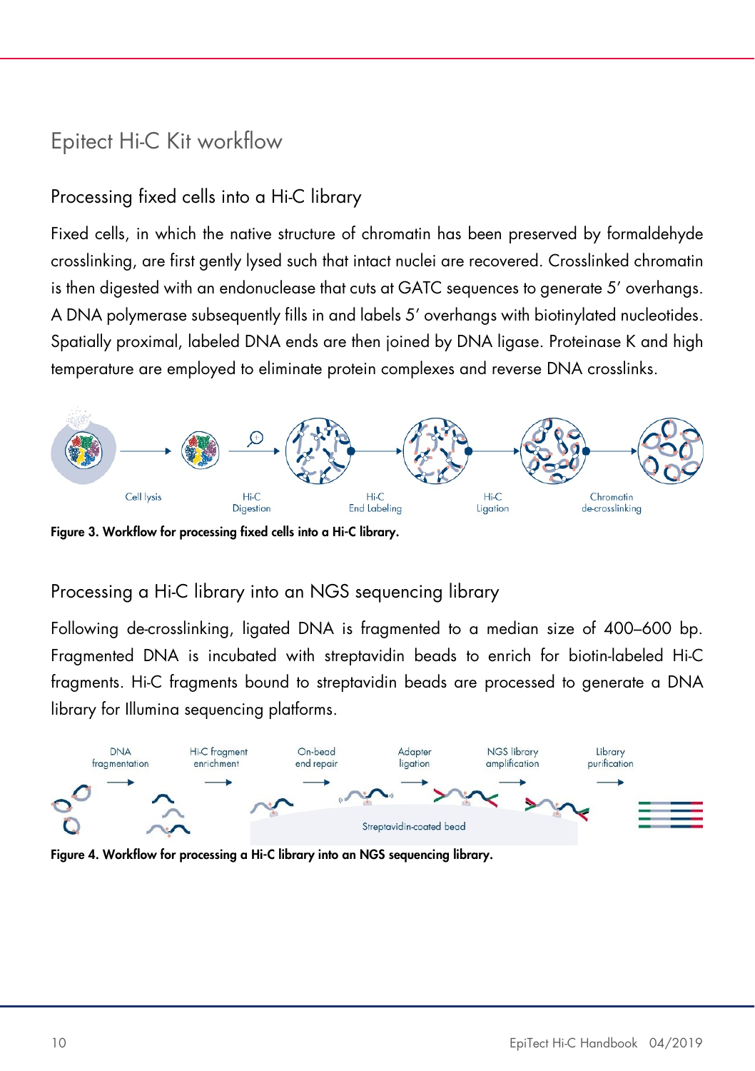# Epitect Hi-C Kit workflow

## Processing fixed cells into a Hi-C library

Fixed cells, in which the native structure of chromatin has been preserved by formaldehyde crosslinking, are first gently lysed such that intact nuclei are recovered. Crosslinked chromatin is then digested with an endonuclease that cuts at GATC sequences to generate 5′ overhangs. A DNA polymerase subsequently fills in and labels 5′ overhangs with biotinylated nucleotides. Spatially proximal, labeled DNA ends are then joined by DNA ligase. Proteinase K and high temperature are employed to eliminate protein complexes and reverse DNA crosslinks.

Cell lysis → Hi-C Digestion → Hi-C End Labeling → Hi-C Ligation → Chromatin de-crosslinking

**Figure 3. Workflow for processing fixed cells into a Hi-C library.**

## Processing a Hi-C library into an NGS sequencing library

Following de-crosslinking, ligated DNA is fragmented to a median size of 400–600 bp. Fragmented DNA is incubated with streptavidin beads to enrich for biotin-labeled Hi-C fragments. Hi-C fragments bound to streptavidin beads are processed to generate a DNA library for Illumina sequencing platforms.

DNA fragmentation → Hi-C fragment enrichment → On-bead end repair → Adapter ligation → NGS library amplification → Library purification

Streptavidin-coated bead

**Figure 4. Workflow for processing a Hi-C library into an NGS sequencing library.**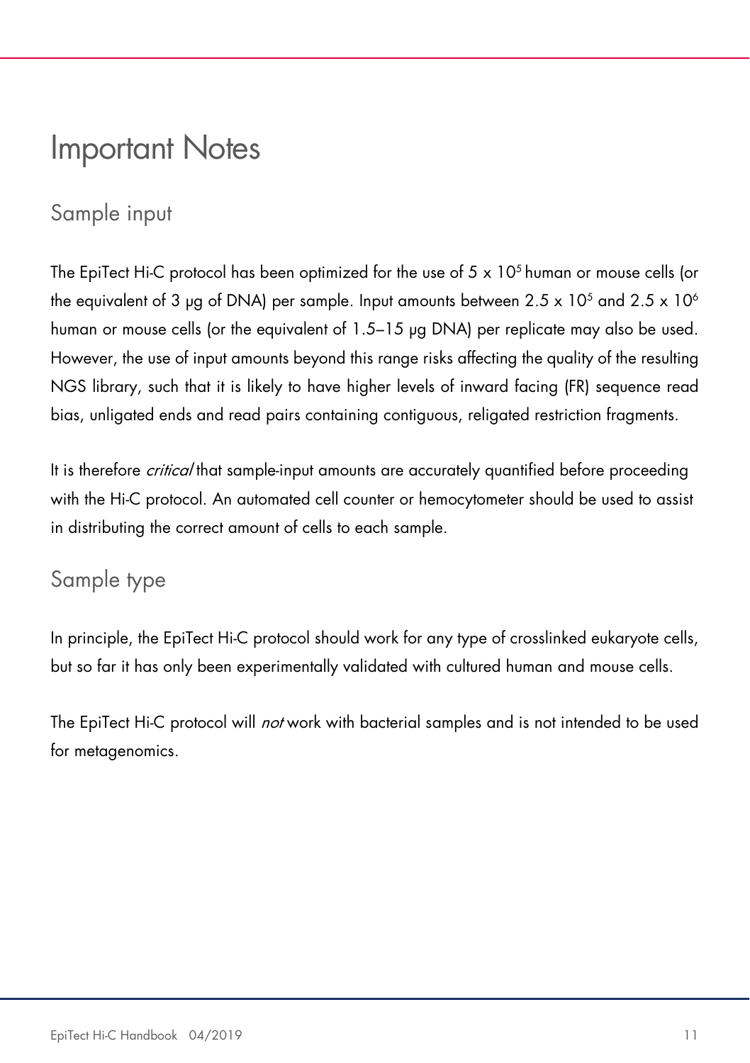# Important Notes

## Sample input

The EpiTect Hi-C protocol has been optimized for the use of $5 \times 10^5$ human or mouse cells (or the equivalent of 3 µg of DNA) per sample. Input amounts between $2.5 \times 10^5$ and $2.5 \times 10^6$ human or mouse cells (or the equivalent of 1.5–15 µg DNA) per replicate may also be used. However, the use of input amounts beyond this range risks affecting the quality of the resulting NGS library, such that it is likely to have higher levels of inward facing (FR) sequence read bias, unligated ends and read pairs containing contiguous, religated restriction fragments.

It is therefore *critical* that sample-input amounts are accurately quantified before proceeding with the Hi-C protocol. An automated cell counter or hemocytometer should be used to assist in distributing the correct amount of cells to each sample.

## Sample type

In principle, the EpiTect Hi-C protocol should work for any type of crosslinked eukaryote cells, but so far it has only been experimentally validated with cultured human and mouse cells.

The EpiTect Hi-C protocol will *not* work with bacterial samples and is not intended to be used for metagenomics.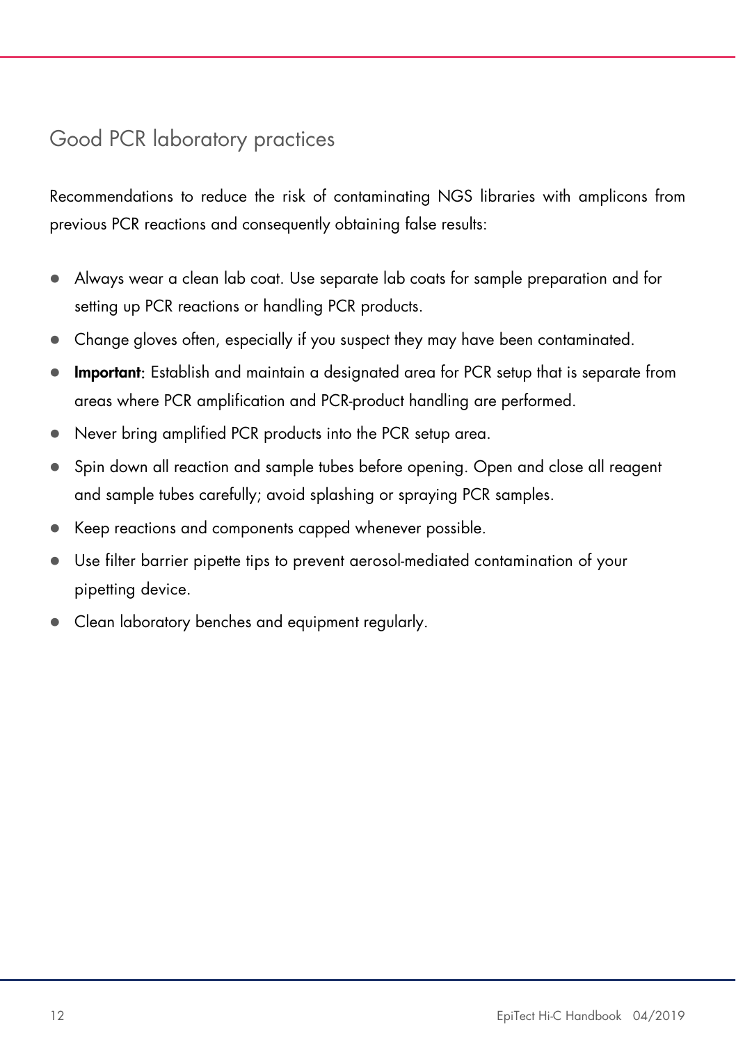## Good PCR laboratory practices

Recommendations to reduce the risk of contaminating NGS libraries with amplicons from previous PCR reactions and consequently obtaining false results:

- Always wear a clean lab coat. Use separate lab coats for sample preparation and for setting up PCR reactions or handling PCR products.
- Change gloves often, especially if you suspect they may have been contaminated.
- **Important**: Establish and maintain a designated area for PCR setup that is separate from areas where PCR amplification and PCR-product handling are performed.
- Never bring amplified PCR products into the PCR setup area.
- Spin down all reaction and sample tubes before opening. Open and close all reagent and sample tubes carefully; avoid splashing or spraying PCR samples.
- Keep reactions and components capped whenever possible.
- Use filter barrier pipette tips to prevent aerosol-mediated contamination of your pipetting device.
- Clean laboratory benches and equipment regularly.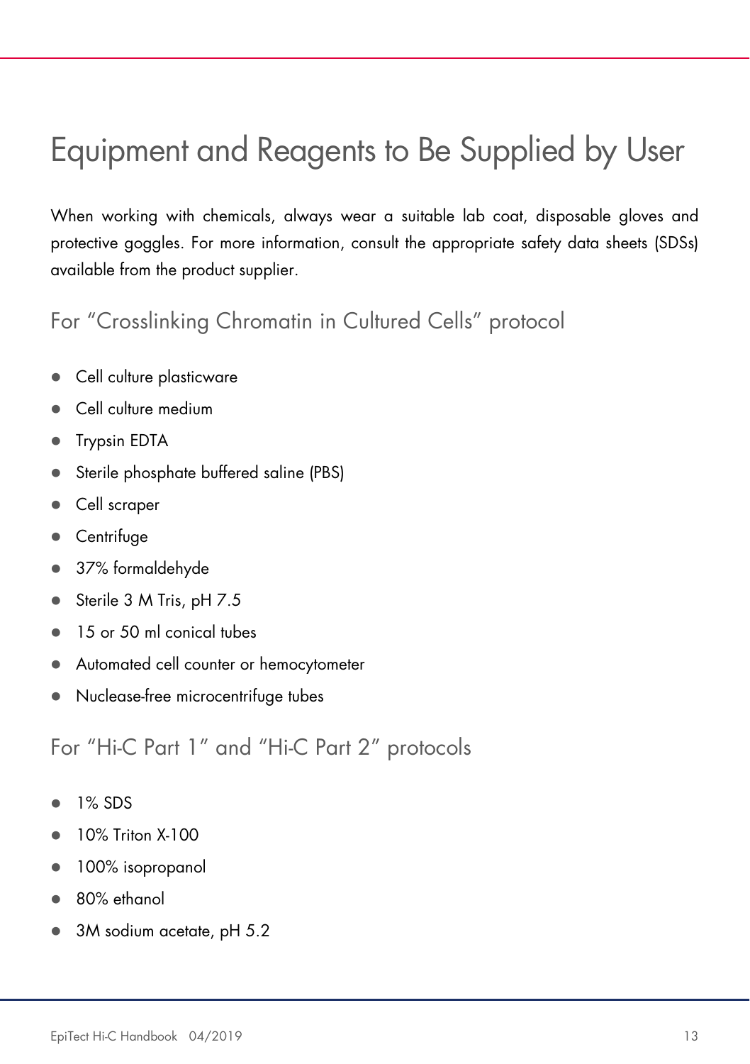# Equipment and Reagents to Be Supplied by User

When working with chemicals, always wear a suitable lab coat, disposable gloves and protective goggles. For more information, consult the appropriate safety data sheets (SDSs) available from the product supplier.

## For "Crosslinking Chromatin in Cultured Cells" protocol

- Cell culture plasticware
- Cell culture medium
- Trypsin EDTA
- Sterile phosphate buffered saline (PBS)
- Cell scraper
- Centrifuge
- 37% formaldehyde
- Sterile 3 M Tris, pH 7.5
- 15 or 50 ml conical tubes
- Automated cell counter or hemocytometer
- Nuclease-free microcentrifuge tubes

## For "Hi-C Part 1" and "Hi-C Part 2" protocols

- 1% SDS
- 10% Triton X-100
- 100% isopropanol
- 80% ethanol
- 3M sodium acetate, pH 5.2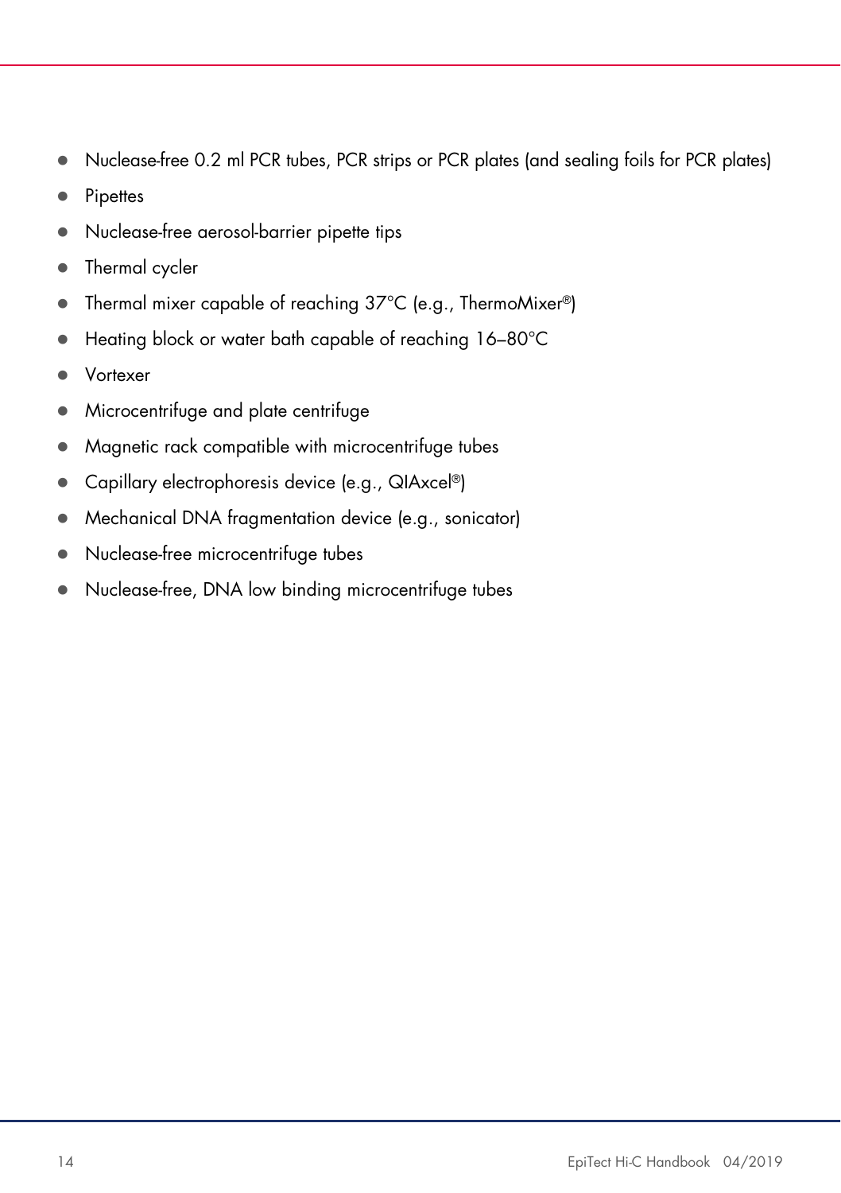- Nuclease-free 0.2 ml PCR tubes, PCR strips or PCR plates (and sealing foils for PCR plates)
- Pipettes
- Nuclease-free aerosol-barrier pipette tips
- Thermal cycler
- Thermal mixer capable of reaching 37°C (e.g., ThermoMixer®)
- Heating block or water bath capable of reaching 16–80°C
- Vortexer
- Microcentrifuge and plate centrifuge
- Magnetic rack compatible with microcentrifuge tubes
- Capillary electrophoresis device (e.g., QIAxcel®)
- Mechanical DNA fragmentation device (e.g., sonicator)
- Nuclease-free microcentrifuge tubes
- Nuclease-free, DNA low binding microcentrifuge tubes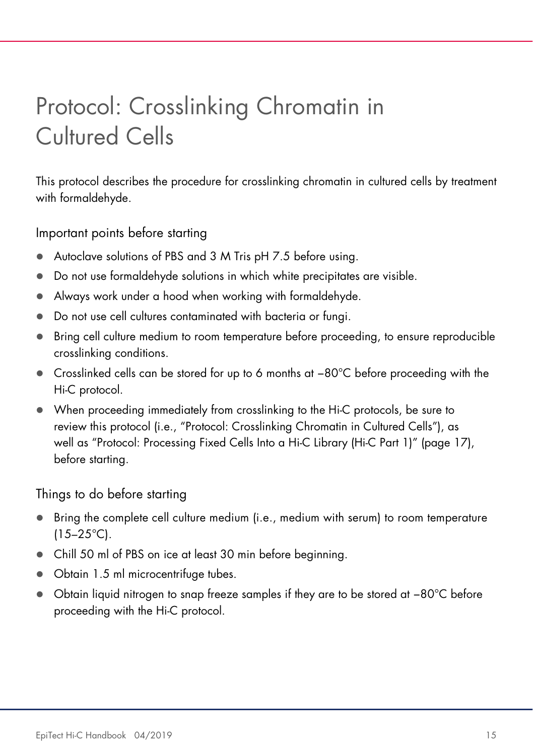# Protocol: Crosslinking Chromatin in Cultured Cells

This protocol describes the procedure for crosslinking chromatin in cultured cells by treatment with formaldehyde.

## Important points before starting

- Autoclave solutions of PBS and 3 M Tris pH 7.5 before using.
- Do not use formaldehyde solutions in which white precipitates are visible.
- Always work under a hood when working with formaldehyde.
- Do not use cell cultures contaminated with bacteria or fungi.
- Bring cell culture medium to room temperature before proceeding, to ensure reproducible crosslinking conditions.
- Crosslinked cells can be stored for up to 6 months at −80°C before proceeding with the Hi-C protocol.
- When proceeding immediately from crosslinking to the Hi-C protocols, be sure to review this protocol (i.e., "Protocol: Crosslinking Chromatin in Cultured Cells"), as well as "Protocol: Processing Fixed Cells Into a Hi-C Library (Hi-C Part 1)" (page 17), before starting.

## Things to do before starting

- Bring the complete cell culture medium (i.e., medium with serum) to room temperature (15–25°C).
- Chill 50 ml of PBS on ice at least 30 min before beginning.
- Obtain 1.5 ml microcentrifuge tubes.
- Obtain liquid nitrogen to snap freeze samples if they are to be stored at −80°C before proceeding with the Hi-C protocol.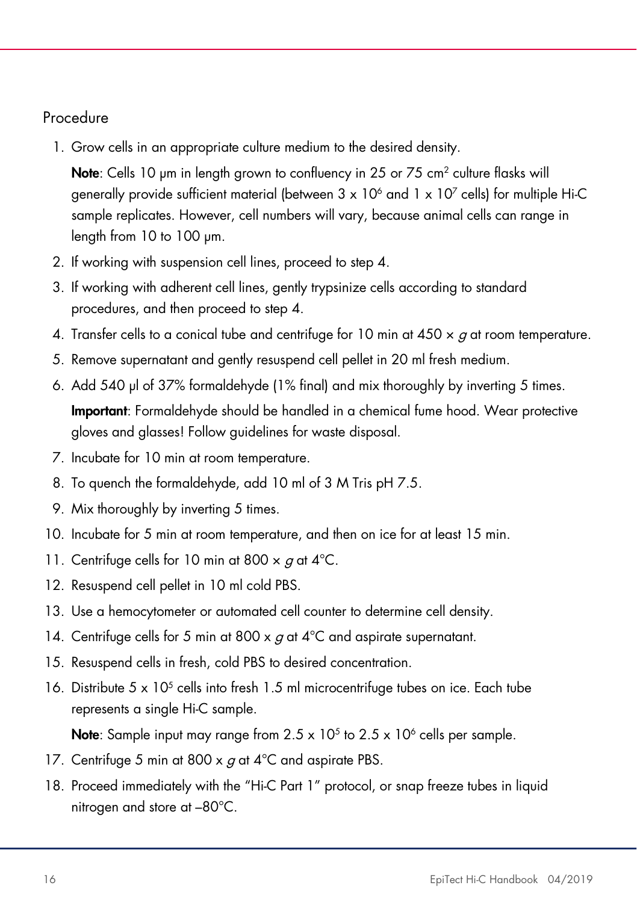## Procedure

1. Grow cells in an appropriate culture medium to the desired density.

   **Note**: Cells 10 µm in length grown to confluency in 25 or 75 $cm^2$ culture flasks will generally provide sufficient material (between $3 \times 10^6$ and $1 \times 10^7$ cells) for multiple Hi-C sample replicates. However, cell numbers will vary, because animal cells can range in length from 10 to 100 µm.

2. If working with suspension cell lines, proceed to step 4.
3. If working with adherent cell lines, gently trypsinize cells according to standard procedures, and then proceed to step 4.
4. Transfer cells to a conical tube and centrifuge for 10 min at 450 × *g* at room temperature.
5. Remove supernatant and gently resuspend cell pellet in 20 ml fresh medium.
6. Add 540 µl of 37% formaldehyde (1% final) and mix thoroughly by inverting 5 times.

   **Important**: Formaldehyde should be handled in a chemical fume hood. Wear protective gloves and glasses! Follow guidelines for waste disposal.

7. Incubate for 10 min at room temperature.
8. To quench the formaldehyde, add 10 ml of 3 M Tris pH 7.5.
9. Mix thoroughly by inverting 5 times.
10. Incubate for 5 min at room temperature, and then on ice for at least 15 min.
11. Centrifuge cells for 10 min at 800 × *g* at 4°C.
12. Resuspend cell pellet in 10 ml cold PBS.
13. Use a hemocytometer or automated cell counter to determine cell density.
14. Centrifuge cells for 5 min at 800 x *g* at 4°C and aspirate supernatant.
15. Resuspend cells in fresh, cold PBS to desired concentration.
16. Distribute $5 \times 10^5$ cells into fresh 1.5 ml microcentrifuge tubes on ice. Each tube represents a single Hi-C sample.

    **Note**: Sample input may range from $2.5 \times 10^5$ to $2.5 \times 10^6$ cells per sample.

17. Centrifuge 5 min at 800 x *g* at 4°C and aspirate PBS.
18. Proceed immediately with the "Hi-C Part 1" protocol, or snap freeze tubes in liquid nitrogen and store at –80°C.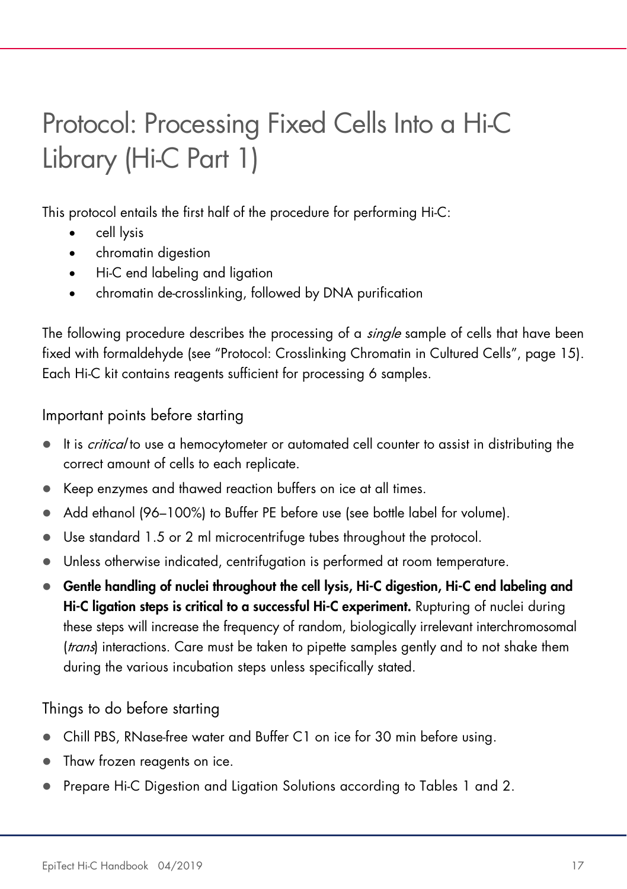# Protocol: Processing Fixed Cells Into a Hi-C Library (Hi-C Part 1)

This protocol entails the first half of the procedure for performing Hi-C:

- cell lysis
- chromatin digestion
- Hi-C end labeling and ligation
- chromatin de-crosslinking, followed by DNA purification

The following procedure describes the processing of a *single* sample of cells that have been fixed with formaldehyde (see "Protocol: Crosslinking Chromatin in Cultured Cells", page 15). Each Hi-C kit contains reagents sufficient for processing 6 samples.

## Important points before starting

- It is *critical* to use a hemocytometer or automated cell counter to assist in distributing the correct amount of cells to each replicate.
- Keep enzymes and thawed reaction buffers on ice at all times.
- Add ethanol (96–100%) to Buffer PE before use (see bottle label for volume).
- Use standard 1.5 or 2 ml microcentrifuge tubes throughout the protocol.
- Unless otherwise indicated, centrifugation is performed at room temperature.
- **Gentle handling of nuclei throughout the cell lysis, Hi-C digestion, Hi-C end labeling and Hi-C ligation steps is critical to a successful Hi-C experiment.** Rupturing of nuclei during these steps will increase the frequency of random, biologically irrelevant interchromosomal (*trans*) interactions. Care must be taken to pipette samples gently and to not shake them during the various incubation steps unless specifically stated.

## Things to do before starting

- Chill PBS, RNase-free water and Buffer C1 on ice for 30 min before using.
- Thaw frozen reagents on ice.
- Prepare Hi-C Digestion and Ligation Solutions according to Tables 1 and 2.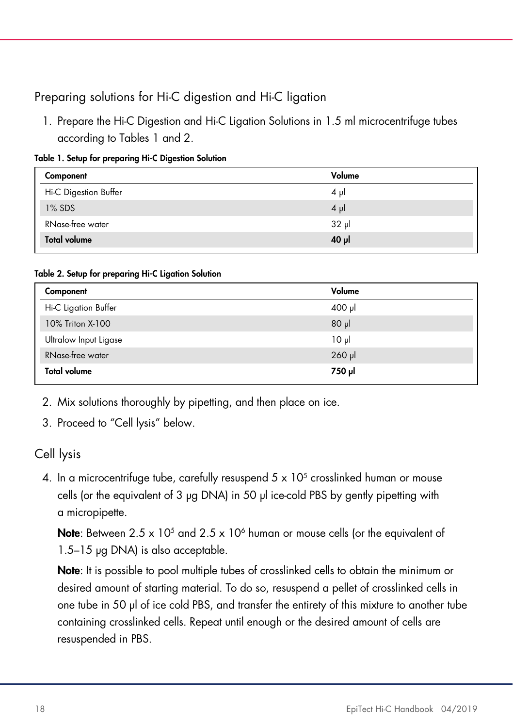## Preparing solutions for Hi-C digestion and Hi-C ligation

1. Prepare the Hi-C Digestion and Hi-C Ligation Solutions in 1.5 ml microcentrifuge tubes according to Tables 1 and 2.

**Table 1. Setup for preparing Hi-C Digestion Solution**

| Component | Volume |
|---|---|
| Hi-C Digestion Buffer | 4 µl |
| 1% SDS | 4 µl |
| RNase-free water | 32 µl |
| **Total volume** | **40 µl** |

**Table 2. Setup for preparing Hi-C Ligation Solution**

| Component | Volume |
|---|---|
| Hi-C Ligation Buffer | 400 µl |
| 10% Triton X-100 | 80 µl |
| Ultralow Input Ligase | 10 µl |
| RNase-free water | 260 µl |
| **Total volume** | **750 µl** |

2. Mix solutions thoroughly by pipetting, and then place on ice.
3. Proceed to "Cell lysis" below.

## Cell lysis

4. In a microcentrifuge tube, carefully resuspend 5 x $10^5$ crosslinked human or mouse cells (or the equivalent of 3 µg DNA) in 50 µl ice-cold PBS by gently pipetting with a micropipette.

   **Note**: Between 2.5 x $10^5$ and 2.5 x $10^6$ human or mouse cells (or the equivalent of 1.5–15 µg DNA) is also acceptable.

   **Note**: It is possible to pool multiple tubes of crosslinked cells to obtain the minimum or desired amount of starting material. To do so, resuspend a pellet of crosslinked cells in one tube in 50 µl of ice cold PBS, and transfer the entirety of this mixture to another tube containing crosslinked cells. Repeat until enough or the desired amount of cells are resuspended in PBS.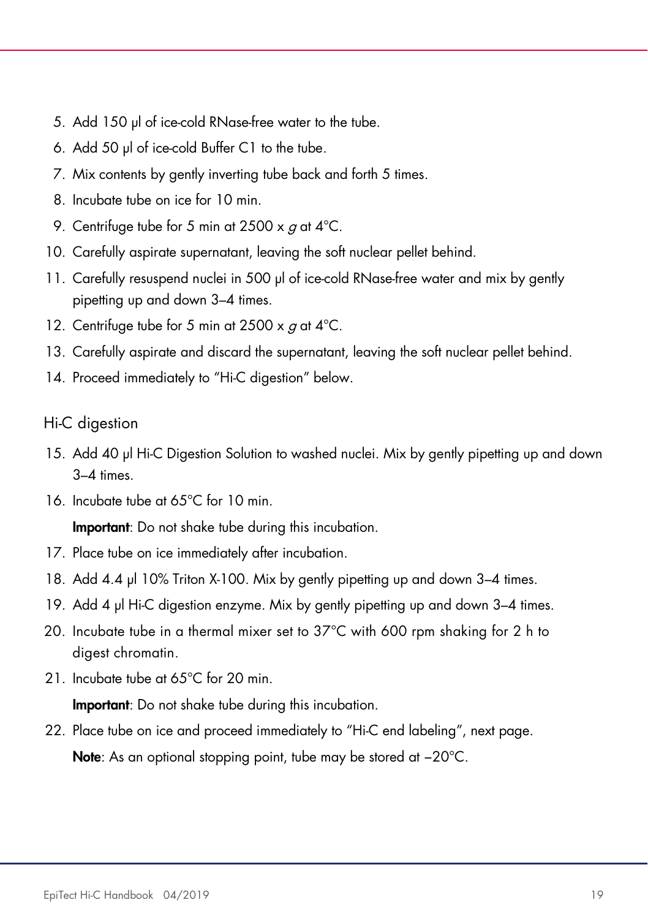5. Add 150 µl of ice-cold RNase-free water to the tube.
6. Add 50 µl of ice-cold Buffer C1 to the tube.
7. Mix contents by gently inverting tube back and forth 5 times.
8. Incubate tube on ice for 10 min.
9. Centrifuge tube for 5 min at 2500 x *g* at 4°C.
10. Carefully aspirate supernatant, leaving the soft nuclear pellet behind.
11. Carefully resuspend nuclei in 500 µl of ice-cold RNase-free water and mix by gently pipetting up and down 3–4 times.
12. Centrifuge tube for 5 min at 2500 x *g* at 4°C.
13. Carefully aspirate and discard the supernatant, leaving the soft nuclear pellet behind.
14. Proceed immediately to "Hi-C digestion" below.

## Hi-C digestion

15. Add 40 µl Hi-C Digestion Solution to washed nuclei. Mix by gently pipetting up and down 3–4 times.
16. Incubate tube at 65°C for 10 min.

    **Important**: Do not shake tube during this incubation.
17. Place tube on ice immediately after incubation.
18. Add 4.4 µl 10% Triton X-100. Mix by gently pipetting up and down 3–4 times.
19. Add 4 µl Hi-C digestion enzyme. Mix by gently pipetting up and down 3–4 times.
20. Incubate tube in a thermal mixer set to 37°C with 600 rpm shaking for 2 h to digest chromatin.
21. Incubate tube at 65°C for 20 min.

    **Important**: Do not shake tube during this incubation.
22. Place tube on ice and proceed immediately to "Hi-C end labeling", next page.

    **Note**: As an optional stopping point, tube may be stored at –20°C.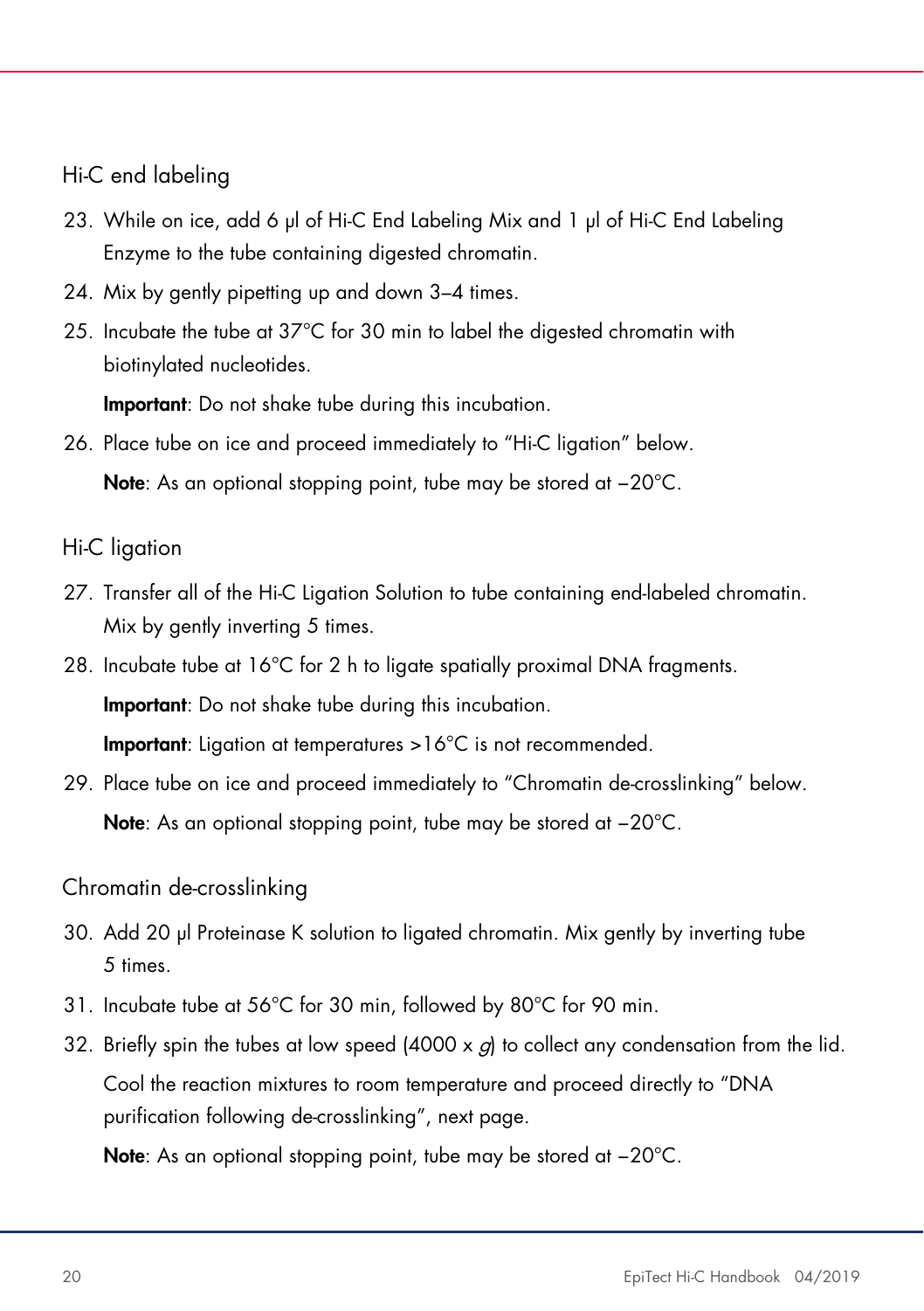### Hi-C end labeling

23. While on ice, add 6 µl of Hi-C End Labeling Mix and 1 µl of Hi-C End Labeling Enzyme to the tube containing digested chromatin.
24. Mix by gently pipetting up and down 3–4 times.
25. Incubate the tube at 37°C for 30 min to label the digested chromatin with biotinylated nucleotides.

    **Important**: Do not shake tube during this incubation.
26. Place tube on ice and proceed immediately to "Hi-C ligation" below.

    **Note**: As an optional stopping point, tube may be stored at −20°C.

### Hi-C ligation

27. Transfer all of the Hi-C Ligation Solution to tube containing end-labeled chromatin. Mix by gently inverting 5 times.
28. Incubate tube at 16°C for 2 h to ligate spatially proximal DNA fragments.

    **Important**: Do not shake tube during this incubation.

    **Important**: Ligation at temperatures >16°C is not recommended.
29. Place tube on ice and proceed immediately to "Chromatin de-crosslinking" below.

    **Note**: As an optional stopping point, tube may be stored at −20°C.

### Chromatin de-crosslinking

30. Add 20 µl Proteinase K solution to ligated chromatin. Mix gently by inverting tube 5 times.
31. Incubate tube at 56°C for 30 min, followed by 80°C for 90 min.
32. Briefly spin the tubes at low speed (4000 x *g*) to collect any condensation from the lid.

    Cool the reaction mixtures to room temperature and proceed directly to "DNA purification following de-crosslinking", next page.

    **Note**: As an optional stopping point, tube may be stored at −20°C.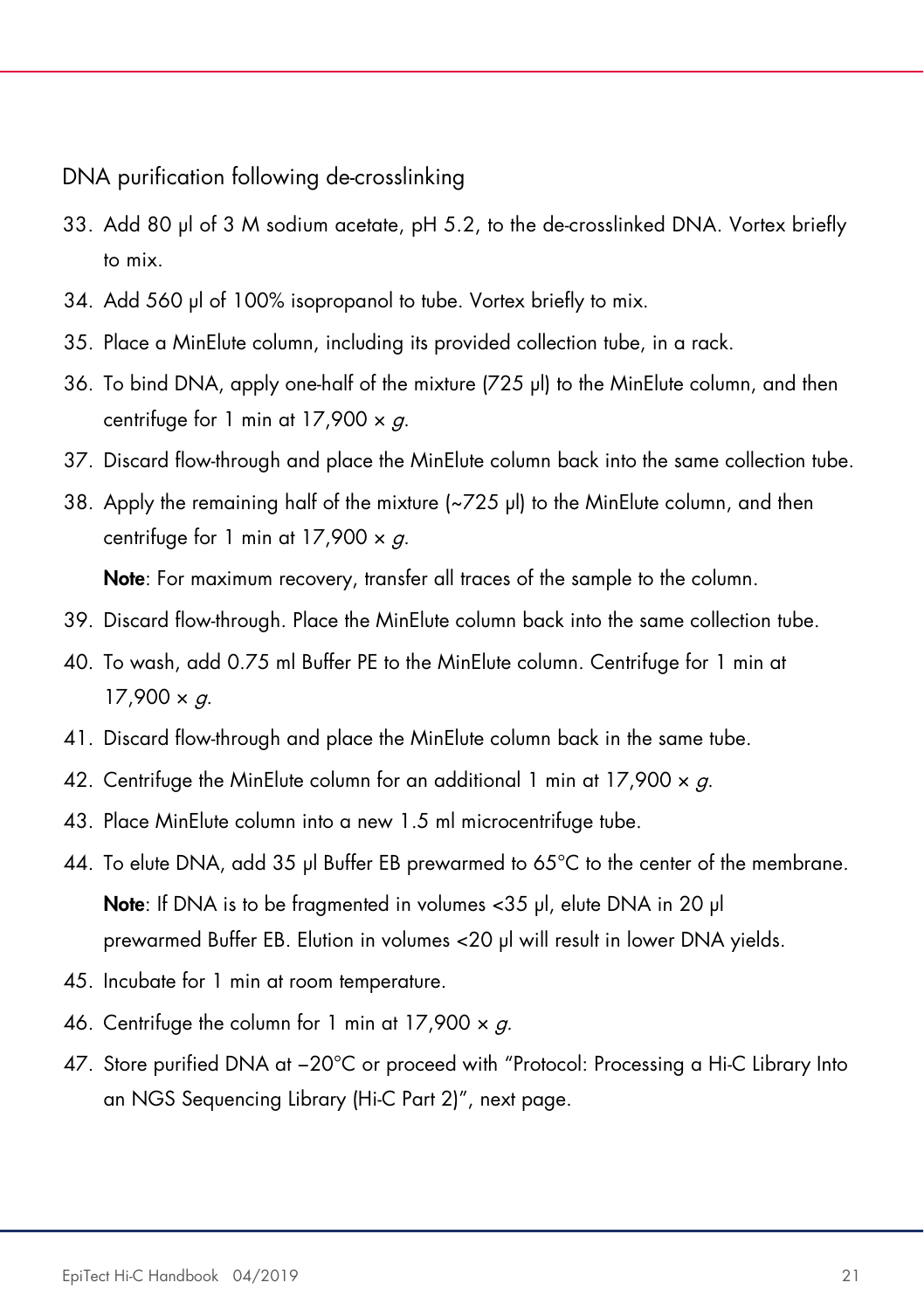## DNA purification following de-crosslinking

33. Add 80 µl of 3 M sodium acetate, pH 5.2, to the de-crosslinked DNA. Vortex briefly to mix.
34. Add 560 µl of 100% isopropanol to tube. Vortex briefly to mix.
35. Place a MinElute column, including its provided collection tube, in a rack.
36. To bind DNA, apply one-half of the mixture (725 µl) to the MinElute column, and then centrifuge for 1 min at 17,900 × *g*.
37. Discard flow-through and place the MinElute column back into the same collection tube.
38. Apply the remaining half of the mixture (~725 µl) to the MinElute column, and then centrifuge for 1 min at 17,900 × *g*.

    **Note**: For maximum recovery, transfer all traces of the sample to the column.
39. Discard flow-through. Place the MinElute column back into the same collection tube.
40. To wash, add 0.75 ml Buffer PE to the MinElute column. Centrifuge for 1 min at 17,900 × *g*.
41. Discard flow-through and place the MinElute column back in the same tube.
42. Centrifuge the MinElute column for an additional 1 min at 17,900 × *g*.
43. Place MinElute column into a new 1.5 ml microcentrifuge tube.
44. To elute DNA, add 35 µl Buffer EB prewarmed to 65°C to the center of the membrane.

    **Note**: If DNA is to be fragmented in volumes <35 µl, elute DNA in 20 µl prewarmed Buffer EB. Elution in volumes <20 µl will result in lower DNA yields.
45. Incubate for 1 min at room temperature.
46. Centrifuge the column for 1 min at 17,900 × *g*.
47. Store purified DNA at −20°C or proceed with "Protocol: Processing a Hi-C Library Into an NGS Sequencing Library (Hi-C Part 2)", next page.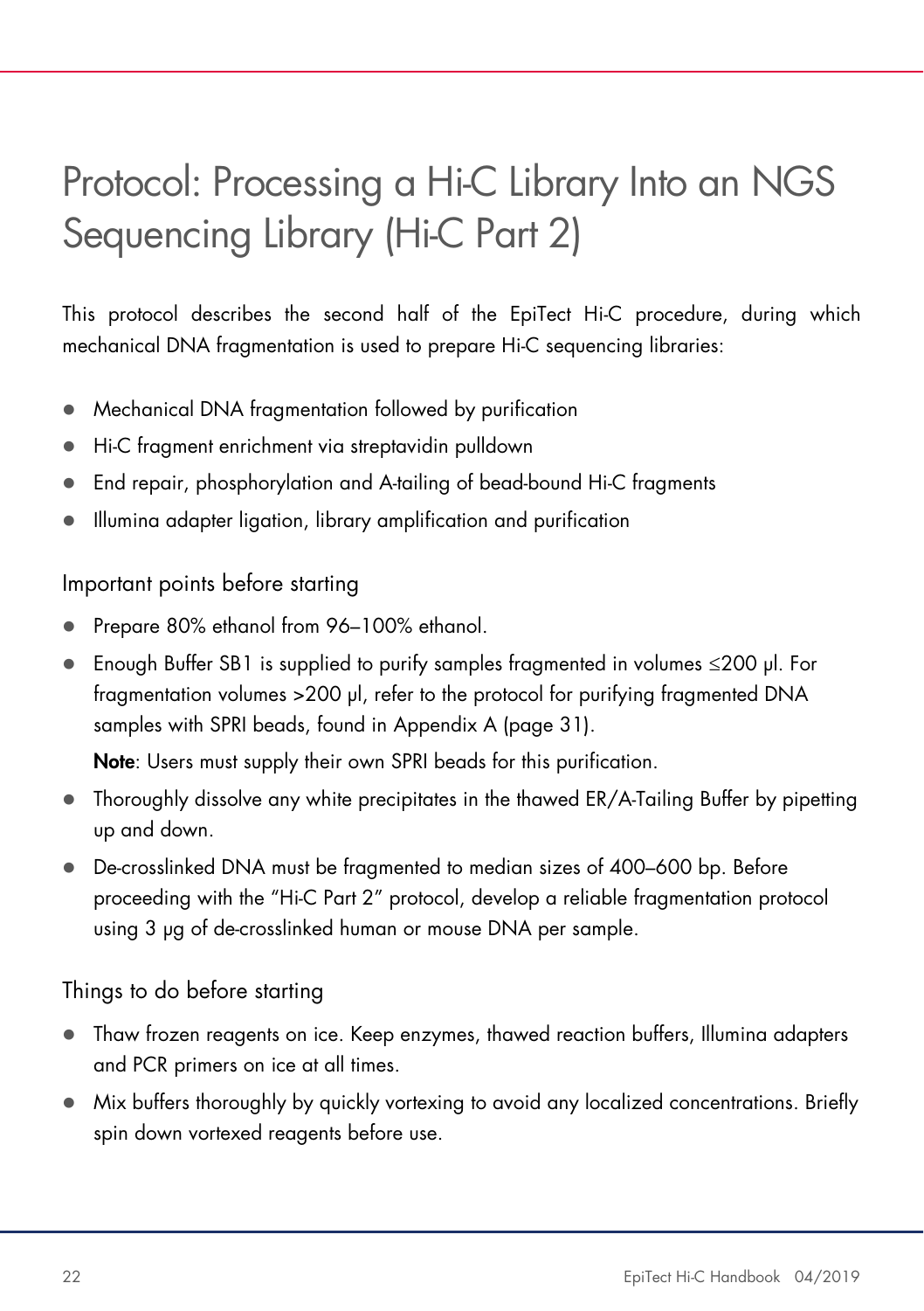# Protocol: Processing a Hi-C Library Into an NGS Sequencing Library (Hi-C Part 2)

This protocol describes the second half of the EpiTect Hi-C procedure, during which mechanical DNA fragmentation is used to prepare Hi-C sequencing libraries:

- Mechanical DNA fragmentation followed by purification
- Hi-C fragment enrichment via streptavidin pulldown
- End repair, phosphorylation and A-tailing of bead-bound Hi-C fragments
- Illumina adapter ligation, library amplification and purification

## Important points before starting

- Prepare 80% ethanol from 96–100% ethanol.
- Enough Buffer SB1 is supplied to purify samples fragmented in volumes ≤200 µl. For fragmentation volumes >200 µl, refer to the protocol for purifying fragmented DNA samples with SPRI beads, found in Appendix A (page 31).

  **Note**: Users must supply their own SPRI beads for this purification.
- Thoroughly dissolve any white precipitates in the thawed ER/A-Tailing Buffer by pipetting up and down.
- De-crosslinked DNA must be fragmented to median sizes of 400–600 bp. Before proceeding with the "Hi-C Part 2" protocol, develop a reliable fragmentation protocol using 3 µg of de-crosslinked human or mouse DNA per sample.

## Things to do before starting

- Thaw frozen reagents on ice. Keep enzymes, thawed reaction buffers, Illumina adapters and PCR primers on ice at all times.
- Mix buffers thoroughly by quickly vortexing to avoid any localized concentrations. Briefly spin down vortexed reagents before use.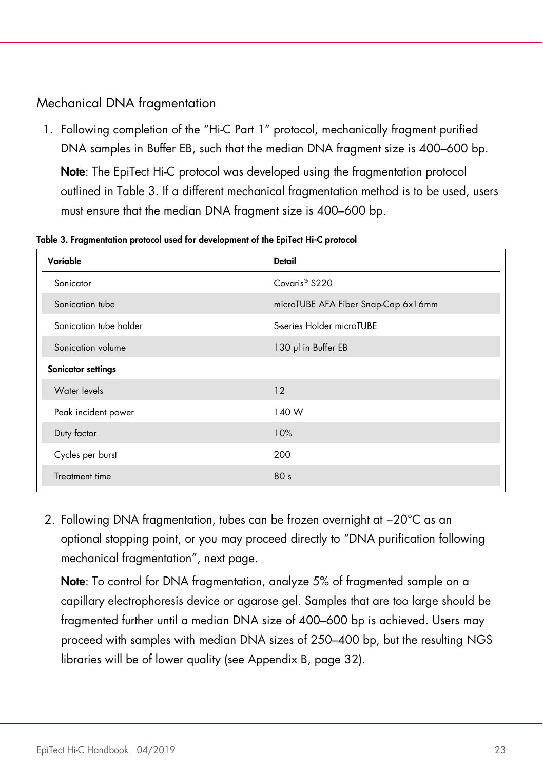## Mechanical DNA fragmentation

1. Following completion of the "Hi-C Part 1" protocol, mechanically fragment purified DNA samples in Buffer EB, such that the median DNA fragment size is 400–600 bp.

   **Note**: The EpiTect Hi-C protocol was developed using the fragmentation protocol outlined in Table 3. If a different mechanical fragmentation method is to be used, users must ensure that the median DNA fragment size is 400–600 bp.

**Table 3. Fragmentation protocol used for development of the EpiTect Hi-C protocol**

| Variable | Detail |
|---|---|
| Sonicator | Covaris® S220 |
| Sonication tube | microTUBE AFA Fiber Snap-Cap 6x16mm |
| Sonication tube holder | S-series Holder microTUBE |
| Sonication volume | 130 µl in Buffer EB |
| **Sonicator settings** | |
| Water levels | 12 |
| Peak incident power | 140 W |
| Duty factor | 10% |
| Cycles per burst | 200 |
| Treatment time | 80 s |

2. Following DNA fragmentation, tubes can be frozen overnight at –20°C as an optional stopping point, or you may proceed directly to "DNA purification following mechanical fragmentation", next page.

   **Note**: To control for DNA fragmentation, analyze 5% of fragmented sample on a capillary electrophoresis device or agarose gel. Samples that are too large should be fragmented further until a median DNA size of 400–600 bp is achieved. Users may proceed with samples with median DNA sizes of 250–400 bp, but the resulting NGS libraries will be of lower quality (see Appendix B, page 32).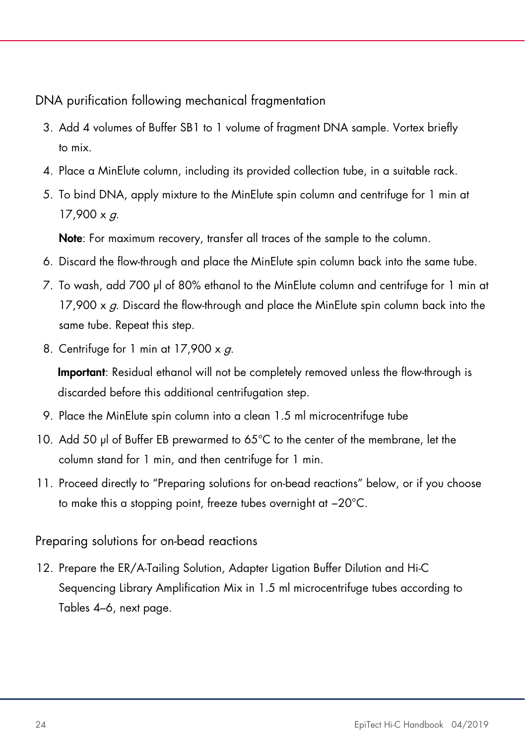### DNA purification following mechanical fragmentation

3. Add 4 volumes of Buffer SB1 to 1 volume of fragment DNA sample. Vortex briefly to mix.
4. Place a MinElute column, including its provided collection tube, in a suitable rack.
5. To bind DNA, apply mixture to the MinElute spin column and centrifuge for 1 min at 17,900 x *g*.

   **Note**: For maximum recovery, transfer all traces of the sample to the column.
6. Discard the flow-through and place the MinElute spin column back into the same tube.
7. To wash, add 700 µl of 80% ethanol to the MinElute column and centrifuge for 1 min at 17,900 x *g*. Discard the flow-through and place the MinElute spin column back into the same tube. Repeat this step.
8. Centrifuge for 1 min at 17,900 x *g*.

   **Important**: Residual ethanol will not be completely removed unless the flow-through is discarded before this additional centrifugation step.
9. Place the MinElute spin column into a clean 1.5 ml microcentrifuge tube
10. Add 50 µl of Buffer EB prewarmed to 65°C to the center of the membrane, let the column stand for 1 min, and then centrifuge for 1 min.
11. Proceed directly to "Preparing solutions for on-bead reactions" below, or if you choose to make this a stopping point, freeze tubes overnight at –20°C.

### Preparing solutions for on-bead reactions

12. Prepare the ER/A-Tailing Solution, Adapter Ligation Buffer Dilution and Hi-C Sequencing Library Amplification Mix in 1.5 ml microcentrifuge tubes according to Tables 4–6, next page.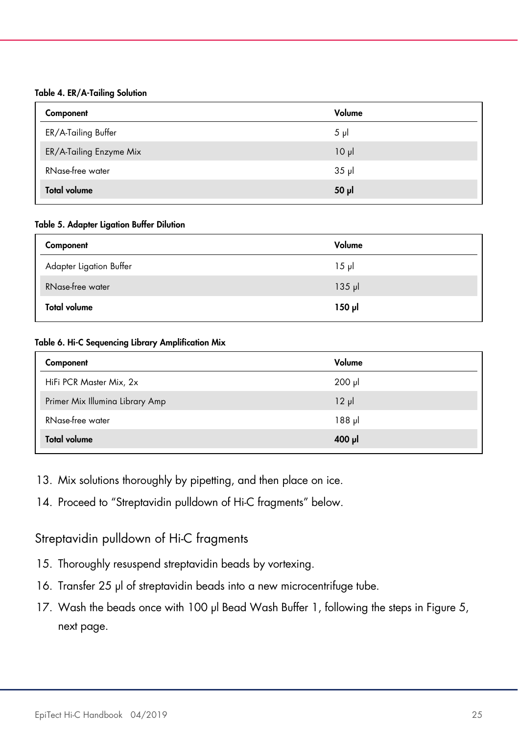**Table 4. ER/A-Tailing Solution**

| Component | Volume |
|---|---|
| ER/A-Tailing Buffer | 5 µl |
| ER/A-Tailing Enzyme Mix | 10 µl |
| RNase-free water | 35 µl |
| **Total volume** | **50 µl** |

**Table 5. Adapter Ligation Buffer Dilution**

| Component | Volume |
|---|---|
| Adapter Ligation Buffer | 15 µl |
| RNase-free water | 135 µl |
| **Total volume** | **150 µl** |

**Table 6. Hi-C Sequencing Library Amplification Mix**

| Component | Volume |
|---|---|
| HiFi PCR Master Mix, 2x | 200 µl |
| Primer Mix Illumina Library Amp | 12 µl |
| RNase-free water | 188 µl |
| **Total volume** | **400 µl** |

13. Mix solutions thoroughly by pipetting, and then place on ice.
14. Proceed to "Streptavidin pulldown of Hi-C fragments" below.

## Streptavidin pulldown of Hi-C fragments

15. Thoroughly resuspend streptavidin beads by vortexing.
16. Transfer 25 µl of streptavidin beads into a new microcentrifuge tube.
17. Wash the beads once with 100 µl Bead Wash Buffer 1, following the steps in Figure 5, next page.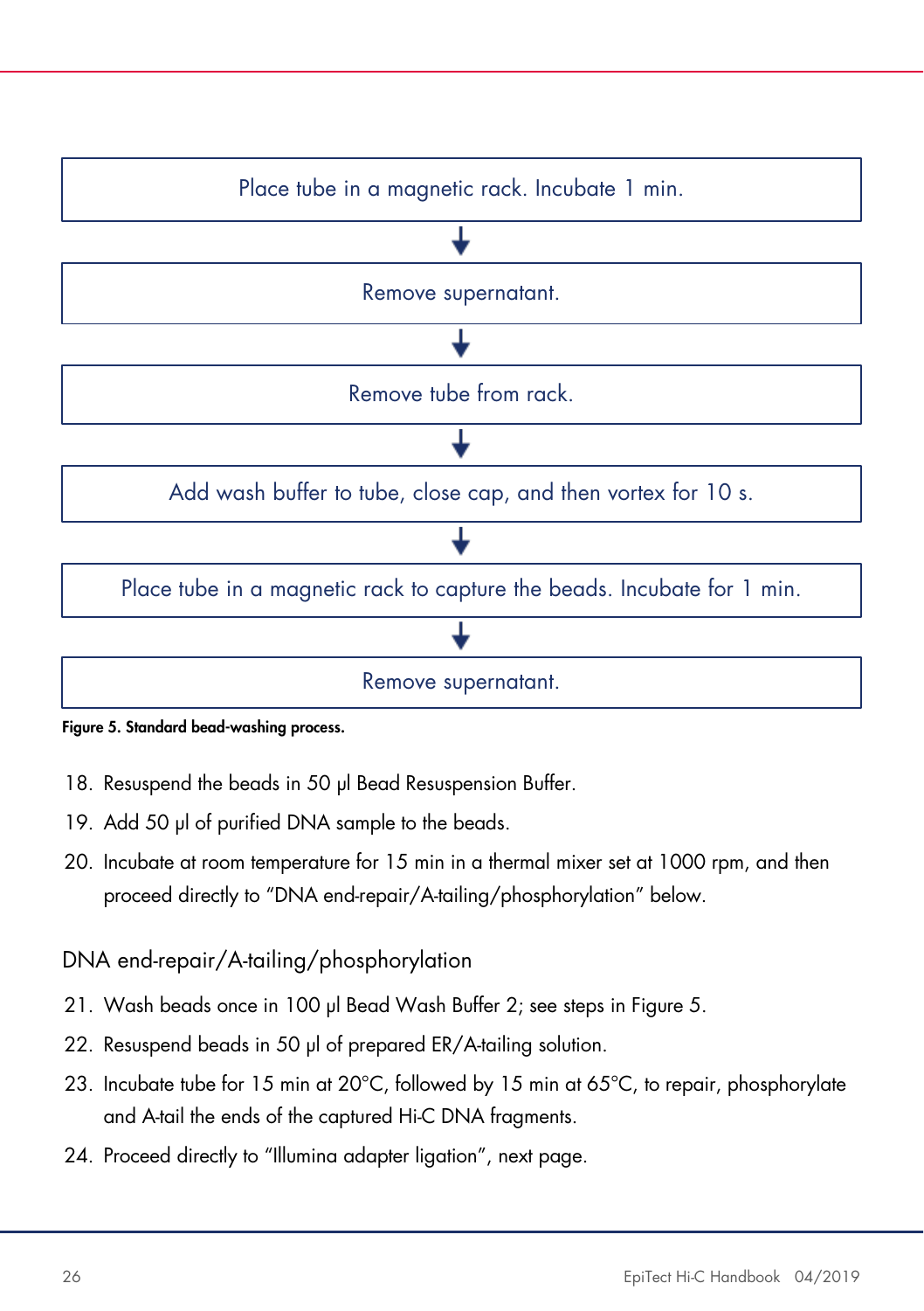Place tube in a magnetic rack. Incubate 1 min.

↓

Remove supernatant.

↓

Remove tube from rack.

↓

Add wash buffer to tube, close cap, and then vortex for 10 s.

↓

Place tube in a magnetic rack to capture the beads. Incubate for 1 min.

↓

Remove supernatant.

**Figure 5. Standard bead-washing process.**

18. Resuspend the beads in 50 µl Bead Resuspension Buffer.
19. Add 50 µl of purified DNA sample to the beads.
20. Incubate at room temperature for 15 min in a thermal mixer set at 1000 rpm, and then proceed directly to "DNA end-repair/A-tailing/phosphorylation" below.

## DNA end-repair/A-tailing/phosphorylation

21. Wash beads once in 100 µl Bead Wash Buffer 2; see steps in Figure 5.
22. Resuspend beads in 50 µl of prepared ER/A-tailing solution.
23. Incubate tube for 15 min at 20°C, followed by 15 min at 65°C, to repair, phosphorylate and A-tail the ends of the captured Hi-C DNA fragments.
24. Proceed directly to "Illumina adapter ligation", next page.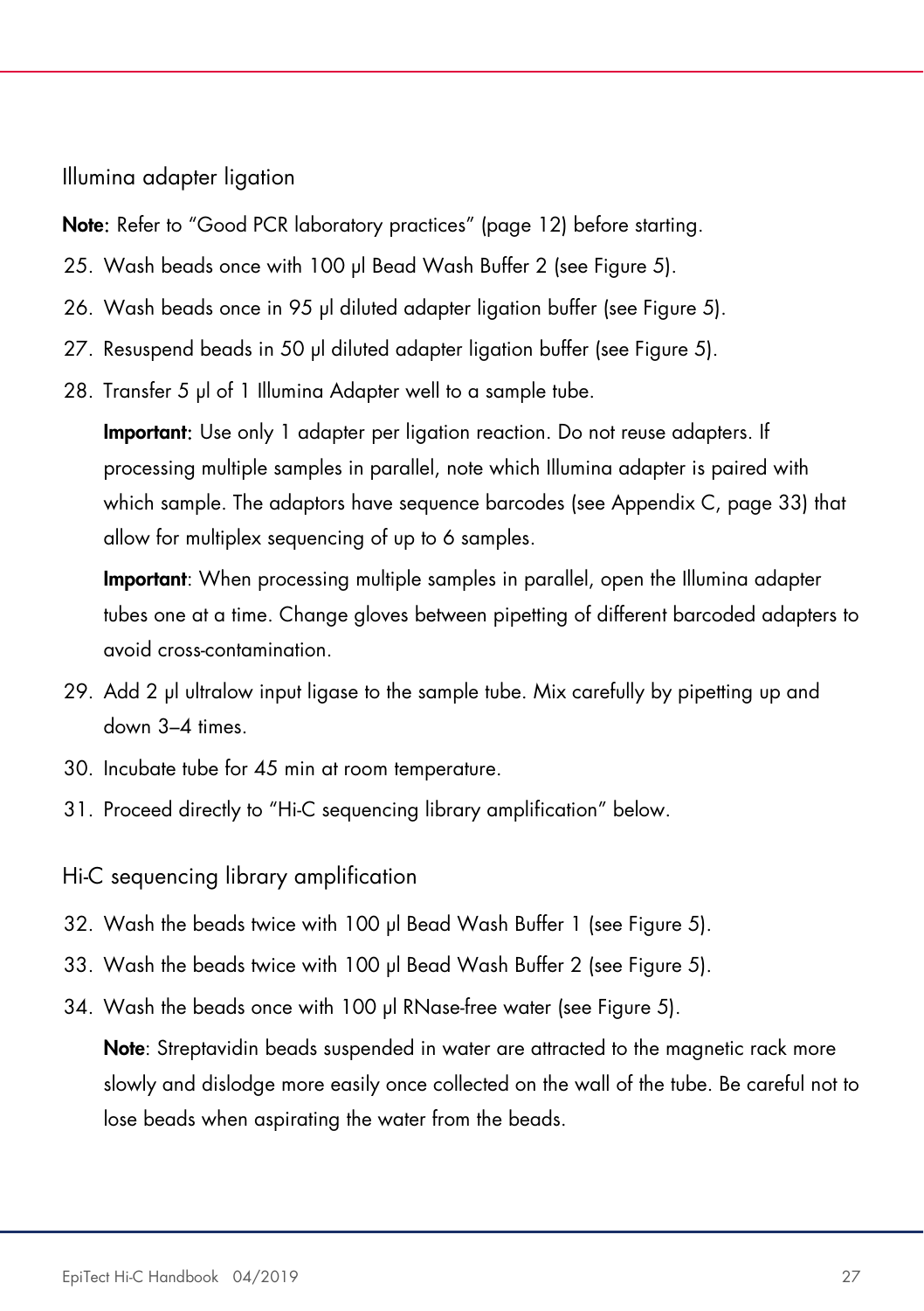## Illumina adapter ligation

**Note**: Refer to "Good PCR laboratory practices" (page 12) before starting.

25. Wash beads once with 100 µl Bead Wash Buffer 2 (see Figure 5).
26. Wash beads once in 95 µl diluted adapter ligation buffer (see Figure 5).
27. Resuspend beads in 50 µl diluted adapter ligation buffer (see Figure 5).
28. Transfer 5 µl of 1 Illumina Adapter well to a sample tube.

    **Important**: Use only 1 adapter per ligation reaction. Do not reuse adapters. If processing multiple samples in parallel, note which Illumina adapter is paired with which sample. The adaptors have sequence barcodes (see Appendix C, page 33) that allow for multiplex sequencing of up to 6 samples.

    **Important**: When processing multiple samples in parallel, open the Illumina adapter tubes one at a time. Change gloves between pipetting of different barcoded adapters to avoid cross-contamination.

29. Add 2 µl ultralow input ligase to the sample tube. Mix carefully by pipetting up and down 3–4 times.
30. Incubate tube for 45 min at room temperature.
31. Proceed directly to "Hi-C sequencing library amplification" below.

## Hi-C sequencing library amplification

32. Wash the beads twice with 100 µl Bead Wash Buffer 1 (see Figure 5).
33. Wash the beads twice with 100 µl Bead Wash Buffer 2 (see Figure 5).
34. Wash the beads once with 100 µl RNase-free water (see Figure 5).

    **Note**: Streptavidin beads suspended in water are attracted to the magnetic rack more slowly and dislodge more easily once collected on the wall of the tube. Be careful not to lose beads when aspirating the water from the beads.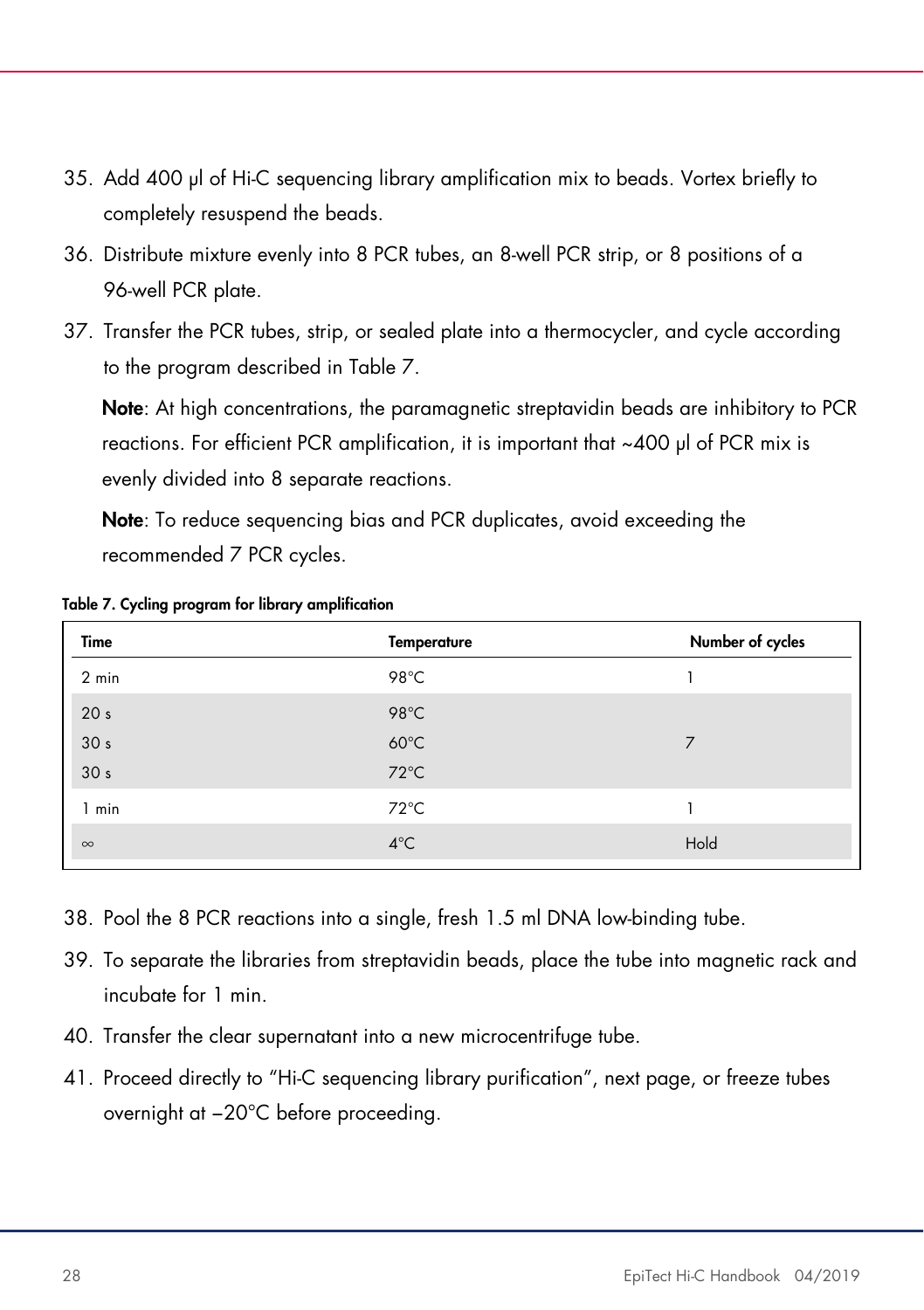35. Add 400 µl of Hi-C sequencing library amplification mix to beads. Vortex briefly to completely resuspend the beads.
36. Distribute mixture evenly into 8 PCR tubes, an 8-well PCR strip, or 8 positions of a 96-well PCR plate.
37. Transfer the PCR tubes, strip, or sealed plate into a thermocycler, and cycle according to the program described in Table 7.

    **Note**: At high concentrations, the paramagnetic streptavidin beads are inhibitory to PCR reactions. For efficient PCR amplification, it is important that ~400 µl of PCR mix is evenly divided into 8 separate reactions.

    **Note**: To reduce sequencing bias and PCR duplicates, avoid exceeding the recommended 7 PCR cycles.

**Table 7. Cycling program for library amplification**

| Time | Temperature | Number of cycles |
|---|---|---|
| 2 min | 98°C | 1 |
| 20 s<br>30 s<br>30 s | 98°C<br>60°C<br>72°C | 7 |
| 1 min | 72°C | 1 |
| ∞ | 4°C | Hold |

38. Pool the 8 PCR reactions into a single, fresh 1.5 ml DNA low-binding tube.
39. To separate the libraries from streptavidin beads, place the tube into magnetic rack and incubate for 1 min.
40. Transfer the clear supernatant into a new microcentrifuge tube.
41. Proceed directly to "Hi-C sequencing library purification", next page, or freeze tubes overnight at −20°C before proceeding.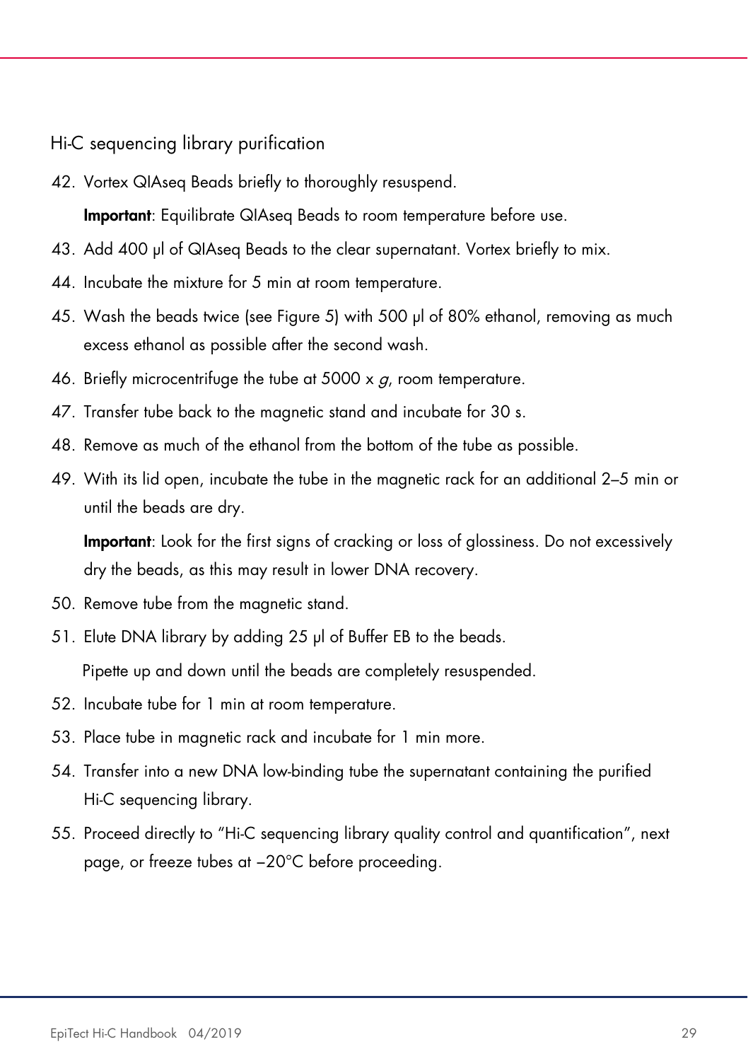## Hi-C sequencing library purification

42. Vortex QIAseq Beads briefly to thoroughly resuspend.

    **Important**: Equilibrate QIAseq Beads to room temperature before use.

43. Add 400 µl of QIAseq Beads to the clear supernatant. Vortex briefly to mix.
44. Incubate the mixture for 5 min at room temperature.
45. Wash the beads twice (see Figure 5) with 500 µl of 80% ethanol, removing as much excess ethanol as possible after the second wash.
46. Briefly microcentrifuge the tube at 5000 x *g*, room temperature.
47. Transfer tube back to the magnetic stand and incubate for 30 s.
48. Remove as much of the ethanol from the bottom of the tube as possible.
49. With its lid open, incubate the tube in the magnetic rack for an additional 2–5 min or until the beads are dry.

    **Important**: Look for the first signs of cracking or loss of glossiness. Do not excessively dry the beads, as this may result in lower DNA recovery.

50. Remove tube from the magnetic stand.
51. Elute DNA library by adding 25 µl of Buffer EB to the beads.

    Pipette up and down until the beads are completely resuspended.

52. Incubate tube for 1 min at room temperature.
53. Place tube in magnetic rack and incubate for 1 min more.
54. Transfer into a new DNA low-binding tube the supernatant containing the purified Hi-C sequencing library.
55. Proceed directly to "Hi-C sequencing library quality control and quantification", next page, or freeze tubes at –20°C before proceeding.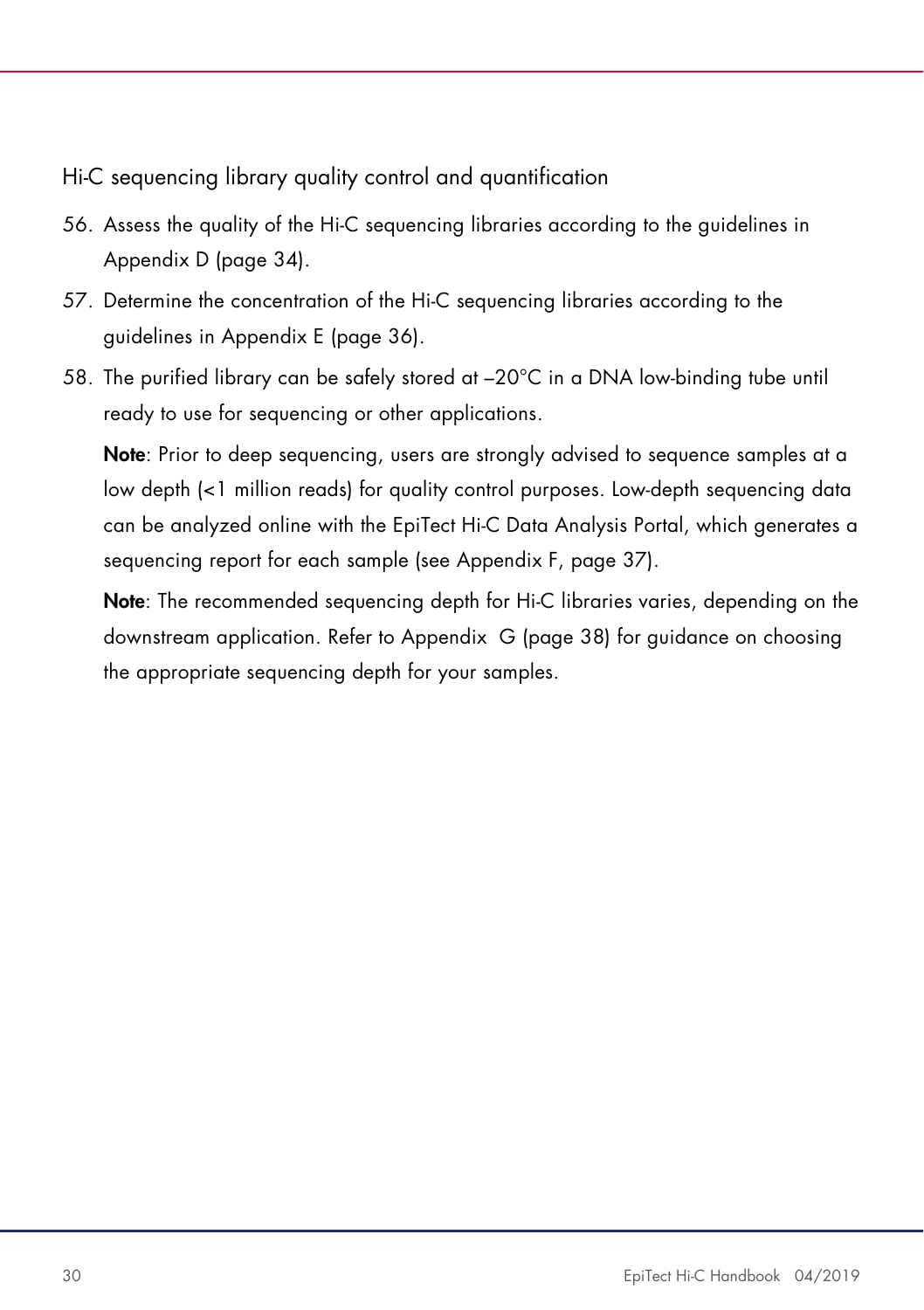### Hi-C sequencing library quality control and quantification

56. Assess the quality of the Hi-C sequencing libraries according to the guidelines in Appendix D (page 34).
57. Determine the concentration of the Hi-C sequencing libraries according to the guidelines in Appendix E (page 36).
58. The purified library can be safely stored at –20°C in a DNA low-binding tube until ready to use for sequencing or other applications.

    **Note**: Prior to deep sequencing, users are strongly advised to sequence samples at a low depth (<1 million reads) for quality control purposes. Low-depth sequencing data can be analyzed online with the EpiTect Hi-C Data Analysis Portal, which generates a sequencing report for each sample (see Appendix F, page 37).

    **Note**: The recommended sequencing depth for Hi-C libraries varies, depending on the downstream application. Refer to Appendix G (page 38) for guidance on choosing the appropriate sequencing depth for your samples.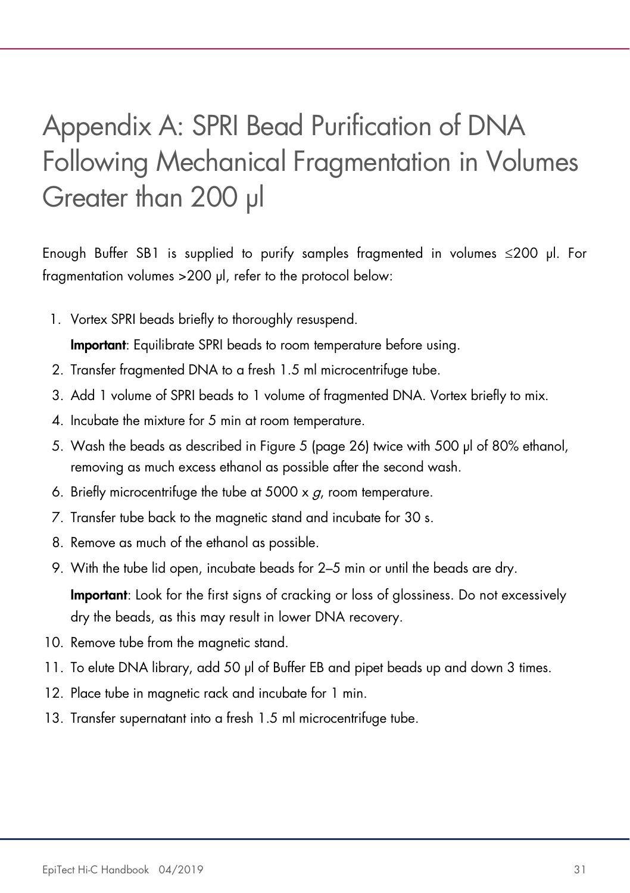# Appendix A: SPRI Bead Purification of DNA Following Mechanical Fragmentation in Volumes Greater than 200 µl

Enough Buffer SB1 is supplied to purify samples fragmented in volumes ≤200 µl. For fragmentation volumes >200 µl, refer to the protocol below:

1. Vortex SPRI beads briefly to thoroughly resuspend.

   **Important**: Equilibrate SPRI beads to room temperature before using.
2. Transfer fragmented DNA to a fresh 1.5 ml microcentrifuge tube.
3. Add 1 volume of SPRI beads to 1 volume of fragmented DNA. Vortex briefly to mix.
4. Incubate the mixture for 5 min at room temperature.
5. Wash the beads as described in Figure 5 (page 26) twice with 500 µl of 80% ethanol, removing as much excess ethanol as possible after the second wash.
6. Briefly microcentrifuge the tube at 5000 x *g*, room temperature.
7. Transfer tube back to the magnetic stand and incubate for 30 s.
8. Remove as much of the ethanol as possible.
9. With the tube lid open, incubate beads for 2–5 min or until the beads are dry.

   **Important**: Look for the first signs of cracking or loss of glossiness. Do not excessively dry the beads, as this may result in lower DNA recovery.
10. Remove tube from the magnetic stand.
11. To elute DNA library, add 50 µl of Buffer EB and pipet beads up and down 3 times.
12. Place tube in magnetic rack and incubate for 1 min.
13. Transfer supernatant into a fresh 1.5 ml microcentrifuge tube.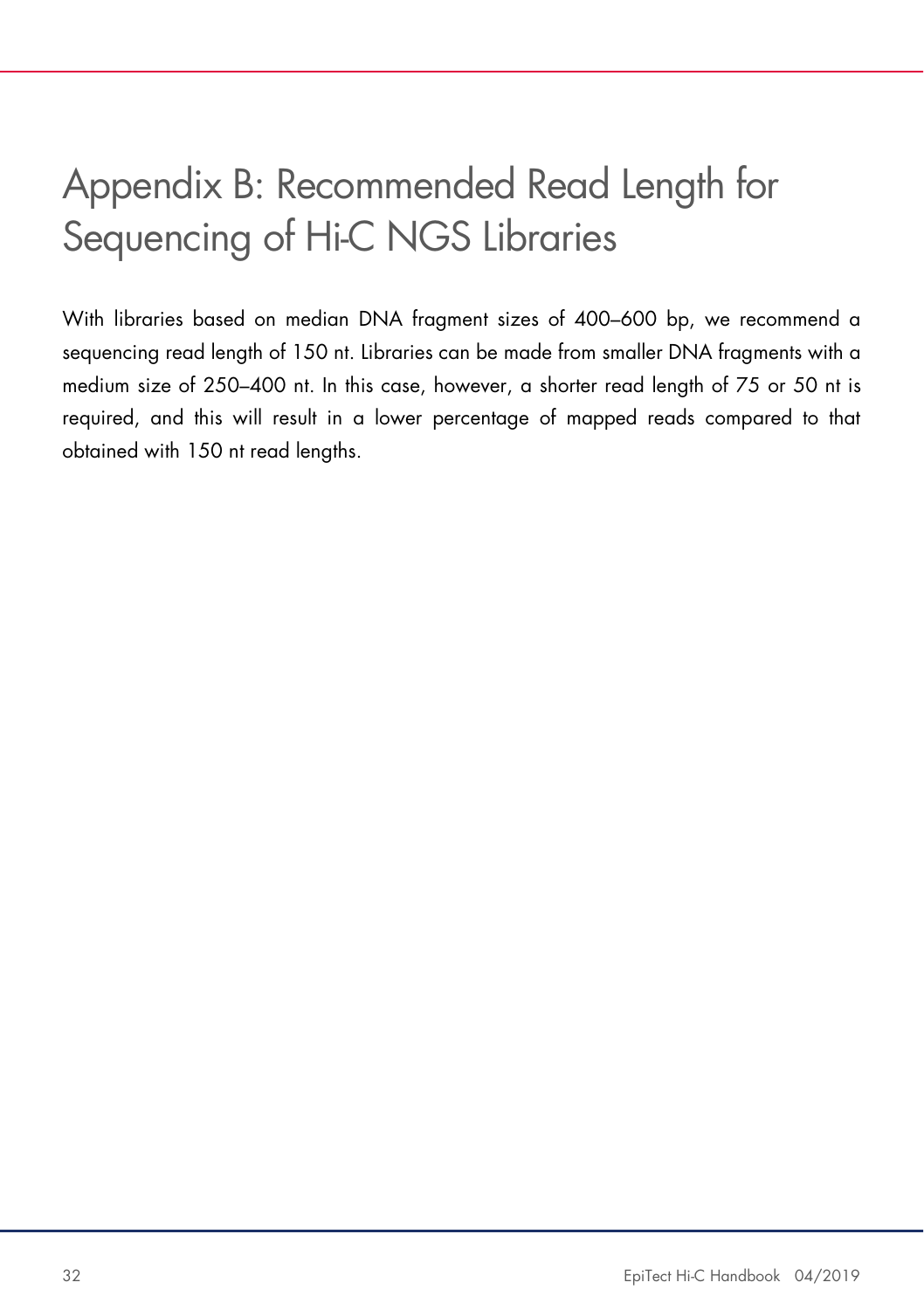# Appendix B: Recommended Read Length for Sequencing of Hi-C NGS Libraries

With libraries based on median DNA fragment sizes of 400–600 bp, we recommend a sequencing read length of 150 nt. Libraries can be made from smaller DNA fragments with a medium size of 250–400 nt. In this case, however, a shorter read length of 75 or 50 nt is required, and this will result in a lower percentage of mapped reads compared to that obtained with 150 nt read lengths.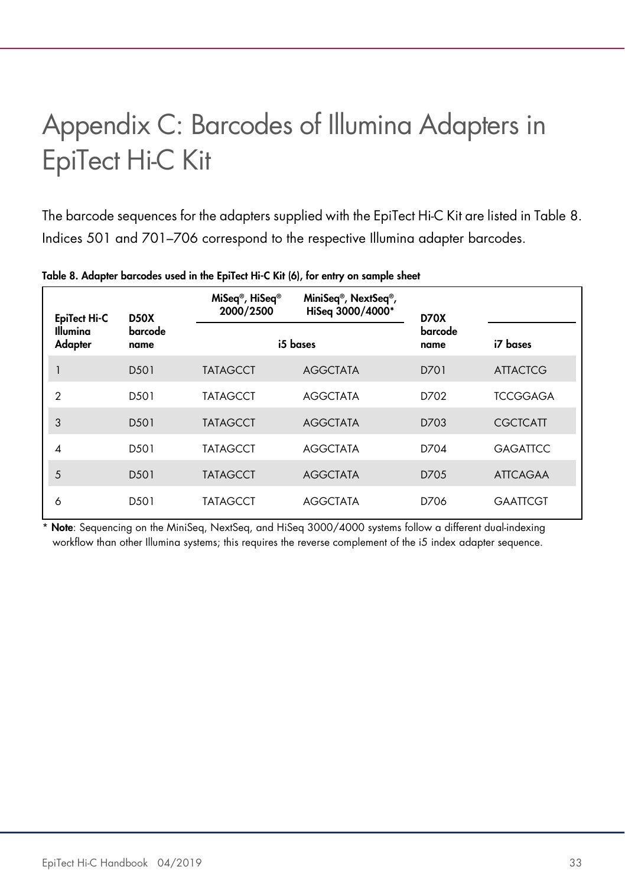# Appendix C: Barcodes of Illumina Adapters in EpiTect Hi-C Kit

The barcode sequences for the adapters supplied with the EpiTect Hi-C Kit are listed in Table 8. Indices 501 and 701–706 correspond to the respective Illumina adapter barcodes.

**Table 8. Adapter barcodes used in the EpiTect Hi-C Kit (6), for entry on sample sheet**

| EpiTect Hi-C Illumina Adapter | D50X barcode name | MiSeq®, HiSeq® 2000/2500 | MiniSeq®, NextSeq®, HiSeq 3000/4000* | D70X barcode name | i7 bases |
|---|---|---|---|---|---|
| | | i5 bases | | | |
| 1 | D501 | TATAGCCT | AGGCTATA | D701 | ATTACTCG |
| 2 | D501 | TATAGCCT | AGGCTATA | D702 | TCCGGAGA |
| 3 | D501 | TATAGCCT | AGGCTATA | D703 | CGCTCATT |
| 4 | D501 | TATAGCCT | AGGCTATA | D704 | GAGATTCC |
| 5 | D501 | TATAGCCT | AGGCTATA | D705 | ATTCAGAA |
| 6 | D501 | TATAGCCT | AGGCTATA | D706 | GAATTCGT |

* **Note**: Sequencing on the MiniSeq, NextSeq, and HiSeq 3000/4000 systems follow a different dual-indexing workflow than other Illumina systems; this requires the reverse complement of the i5 index adapter sequence.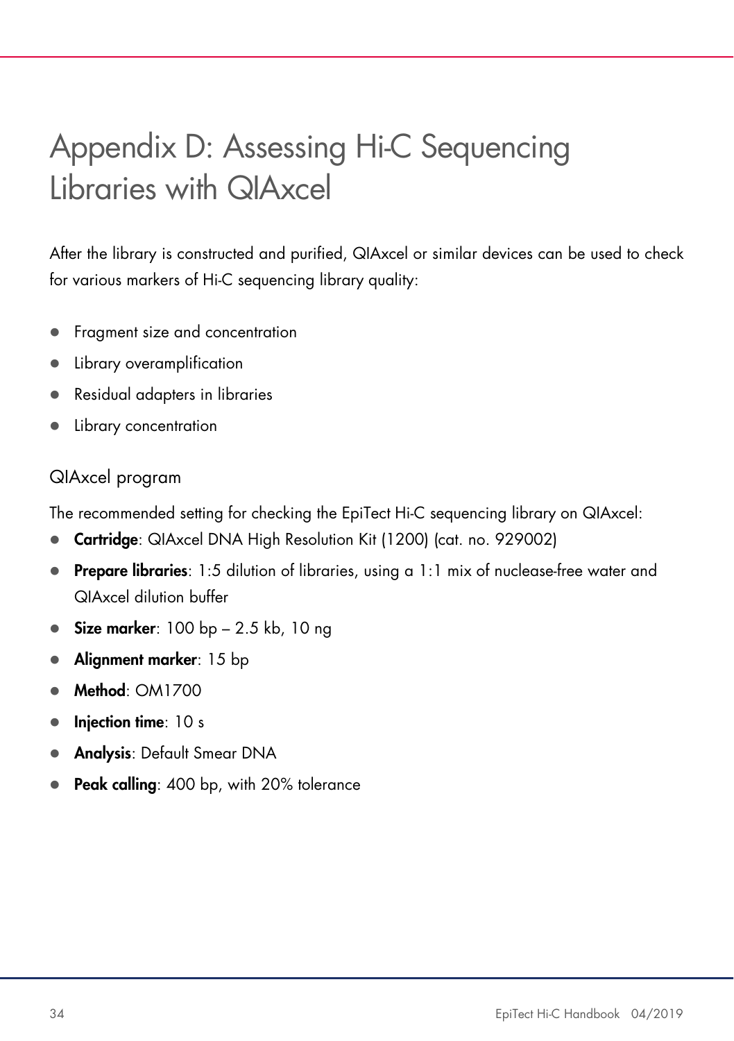# Appendix D: Assessing Hi-C Sequencing Libraries with QIAxcel

After the library is constructed and purified, QIAxcel or similar devices can be used to check for various markers of Hi-C sequencing library quality:

- Fragment size and concentration
- Library overamplification
- Residual adapters in libraries
- Library concentration

## QIAxcel program

The recommended setting for checking the EpiTect Hi-C sequencing library on QIAxcel:

- **Cartridge**: QIAxcel DNA High Resolution Kit (1200) (cat. no. 929002)
- **Prepare libraries**: 1:5 dilution of libraries, using a 1:1 mix of nuclease-free water and QIAxcel dilution buffer
- **Size marker**: 100 bp – 2.5 kb, 10 ng
- **Alignment marker**: 15 bp
- **Method**: OM1700
- **Injection time**: 10 s
- **Analysis**: Default Smear DNA
- **Peak calling**: 400 bp, with 20% tolerance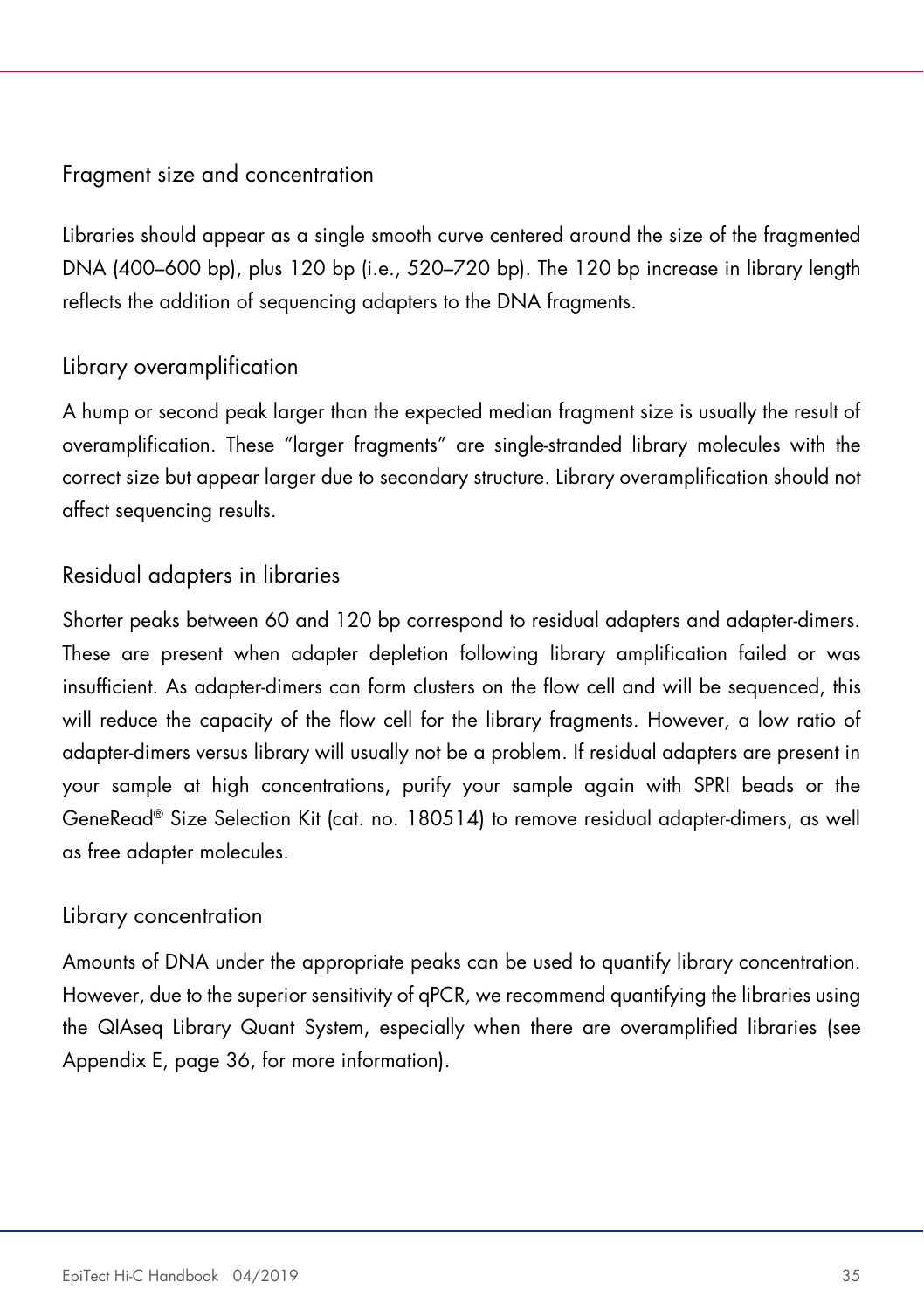### Fragment size and concentration

Libraries should appear as a single smooth curve centered around the size of the fragmented DNA (400–600 bp), plus 120 bp (i.e., 520–720 bp). The 120 bp increase in library length reflects the addition of sequencing adapters to the DNA fragments.

### Library overamplification

A hump or second peak larger than the expected median fragment size is usually the result of overamplification. These "larger fragments" are single-stranded library molecules with the correct size but appear larger due to secondary structure. Library overamplification should not affect sequencing results.

### Residual adapters in libraries

Shorter peaks between 60 and 120 bp correspond to residual adapters and adapter-dimers. These are present when adapter depletion following library amplification failed or was insufficient. As adapter-dimers can form clusters on the flow cell and will be sequenced, this will reduce the capacity of the flow cell for the library fragments. However, a low ratio of adapter-dimers versus library will usually not be a problem. If residual adapters are present in your sample at high concentrations, purify your sample again with SPRI beads or the GeneRead® Size Selection Kit (cat. no. 180514) to remove residual adapter-dimers, as well as free adapter molecules.

### Library concentration

Amounts of DNA under the appropriate peaks can be used to quantify library concentration. However, due to the superior sensitivity of qPCR, we recommend quantifying the libraries using the QIAseq Library Quant System, especially when there are overamplified libraries (see Appendix E, page 36, for more information).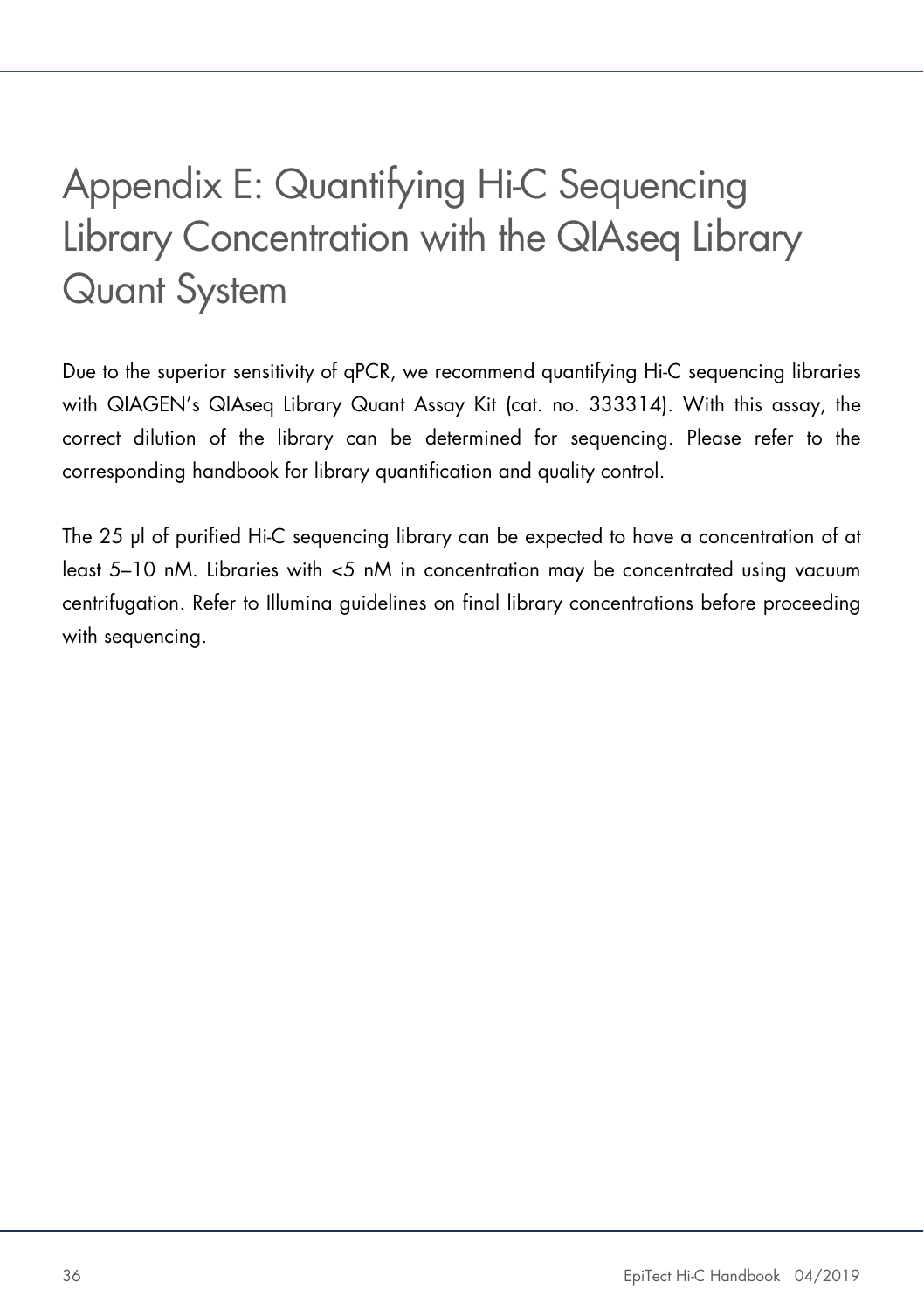# Appendix E: Quantifying Hi-C Sequencing Library Concentration with the QIAseq Library Quant System

Due to the superior sensitivity of qPCR, we recommend quantifying Hi-C sequencing libraries with QIAGEN's QIAseq Library Quant Assay Kit (cat. no. 333314). With this assay, the correct dilution of the library can be determined for sequencing. Please refer to the corresponding handbook for library quantification and quality control.

The 25 µl of purified Hi-C sequencing library can be expected to have a concentration of at least 5–10 nM. Libraries with <5 nM in concentration may be concentrated using vacuum centrifugation. Refer to Illumina guidelines on final library concentrations before proceeding with sequencing.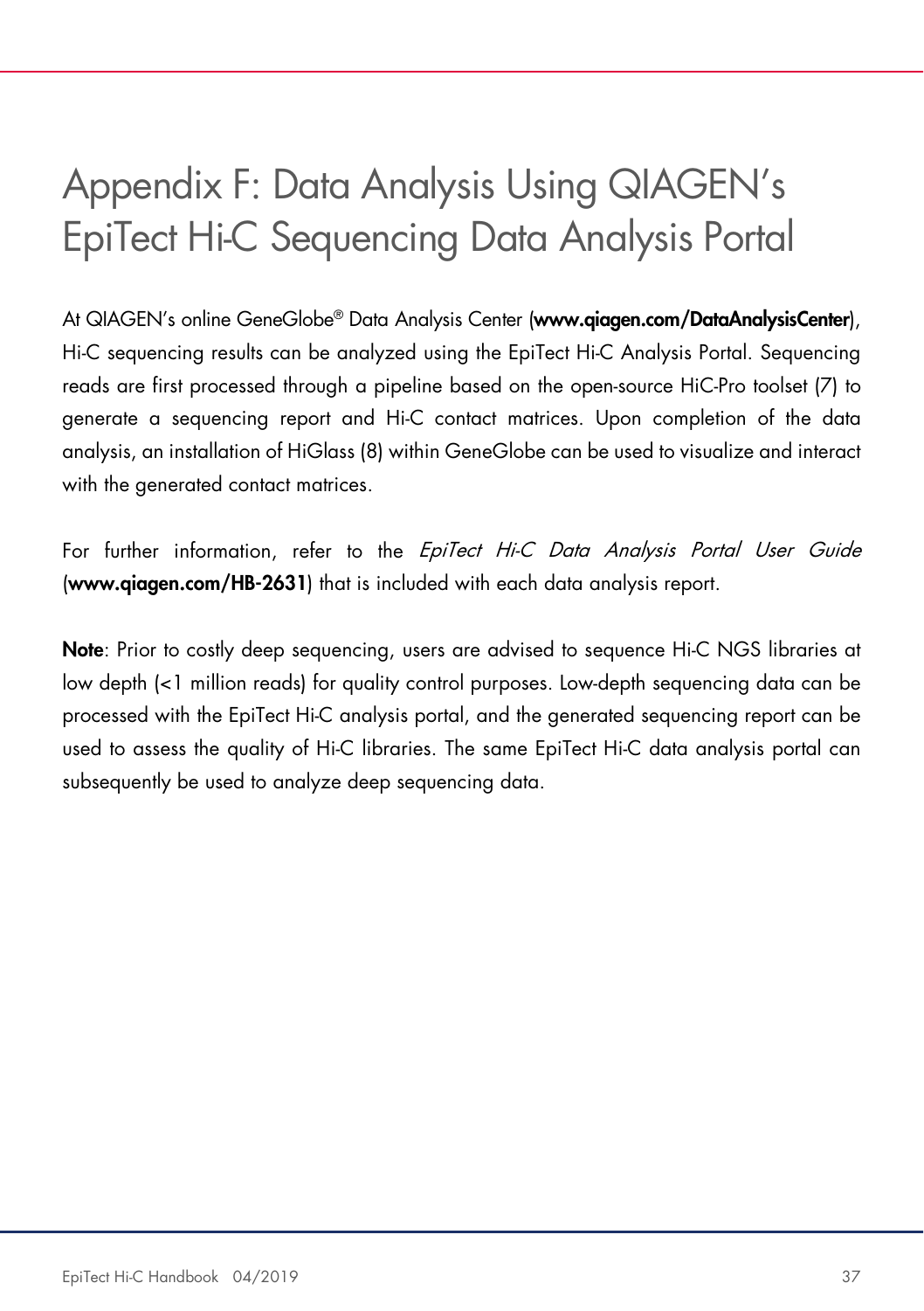# Appendix F: Data Analysis Using QIAGEN's EpiTect Hi-C Sequencing Data Analysis Portal

At QIAGEN's online GeneGlobe® Data Analysis Center (**www.qiagen.com/DataAnalysisCenter**), Hi-C sequencing results can be analyzed using the EpiTect Hi-C Analysis Portal. Sequencing reads are first processed through a pipeline based on the open-source HiC-Pro toolset (7) to generate a sequencing report and Hi-C contact matrices. Upon completion of the data analysis, an installation of HiGlass (8) within GeneGlobe can be used to visualize and interact with the generated contact matrices.

For further information, refer to the *EpiTect Hi-C Data Analysis Portal User Guide* (**www.qiagen.com/HB-2631**) that is included with each data analysis report.

**Note**: Prior to costly deep sequencing, users are advised to sequence Hi-C NGS libraries at low depth (<1 million reads) for quality control purposes. Low-depth sequencing data can be processed with the EpiTect Hi-C analysis portal, and the generated sequencing report can be used to assess the quality of Hi-C libraries. The same EpiTect Hi-C data analysis portal can subsequently be used to analyze deep sequencing data.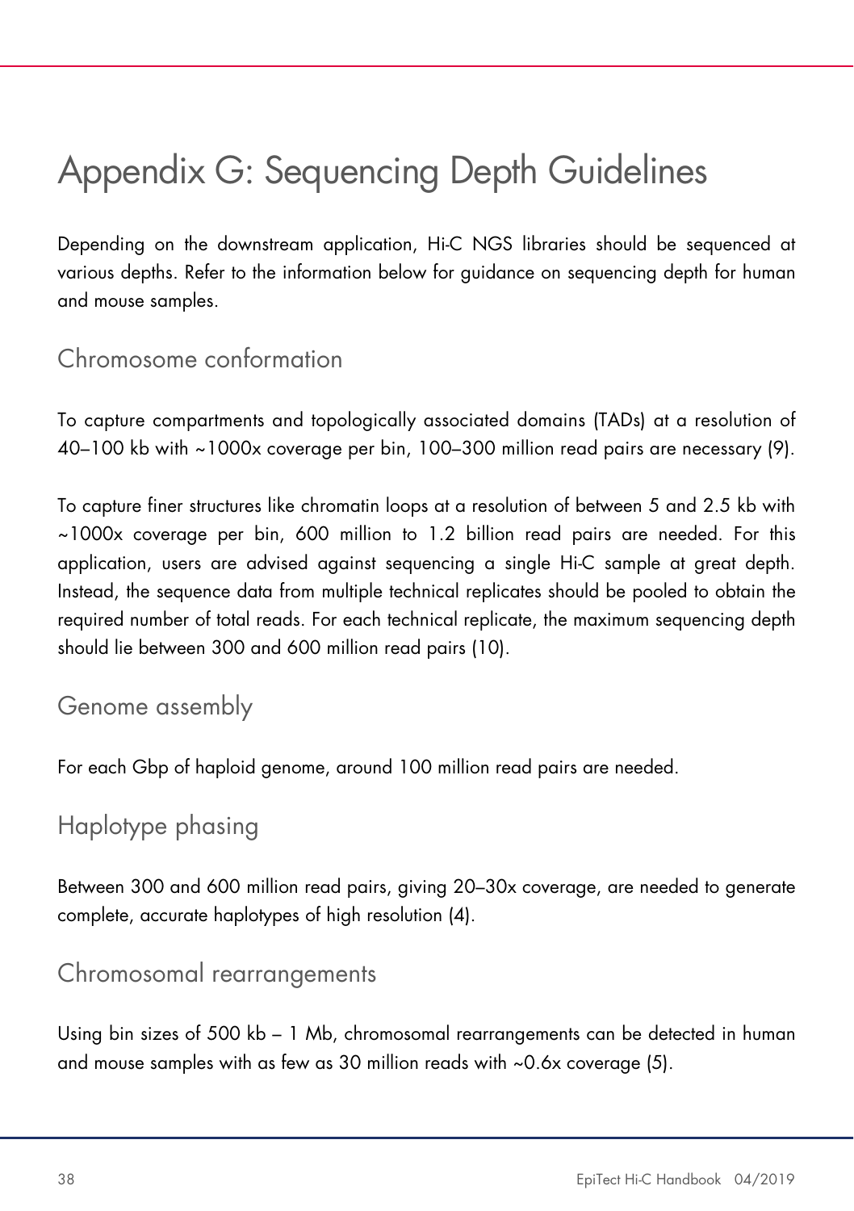# Appendix G: Sequencing Depth Guidelines

Depending on the downstream application, Hi-C NGS libraries should be sequenced at various depths. Refer to the information below for guidance on sequencing depth for human and mouse samples.

## Chromosome conformation

To capture compartments and topologically associated domains (TADs) at a resolution of 40–100 kb with ~1000x coverage per bin, 100–300 million read pairs are necessary (9).

To capture finer structures like chromatin loops at a resolution of between 5 and 2.5 kb with ~1000x coverage per bin, 600 million to 1.2 billion read pairs are needed. For this application, users are advised against sequencing a single Hi-C sample at great depth. Instead, the sequence data from multiple technical replicates should be pooled to obtain the required number of total reads. For each technical replicate, the maximum sequencing depth should lie between 300 and 600 million read pairs (10).

## Genome assembly

For each Gbp of haploid genome, around 100 million read pairs are needed.

## Haplotype phasing

Between 300 and 600 million read pairs, giving 20–30x coverage, are needed to generate complete, accurate haplotypes of high resolution (4).

## Chromosomal rearrangements

Using bin sizes of 500 kb – 1 Mb, chromosomal rearrangements can be detected in human and mouse samples with as few as 30 million reads with ~0.6x coverage (5).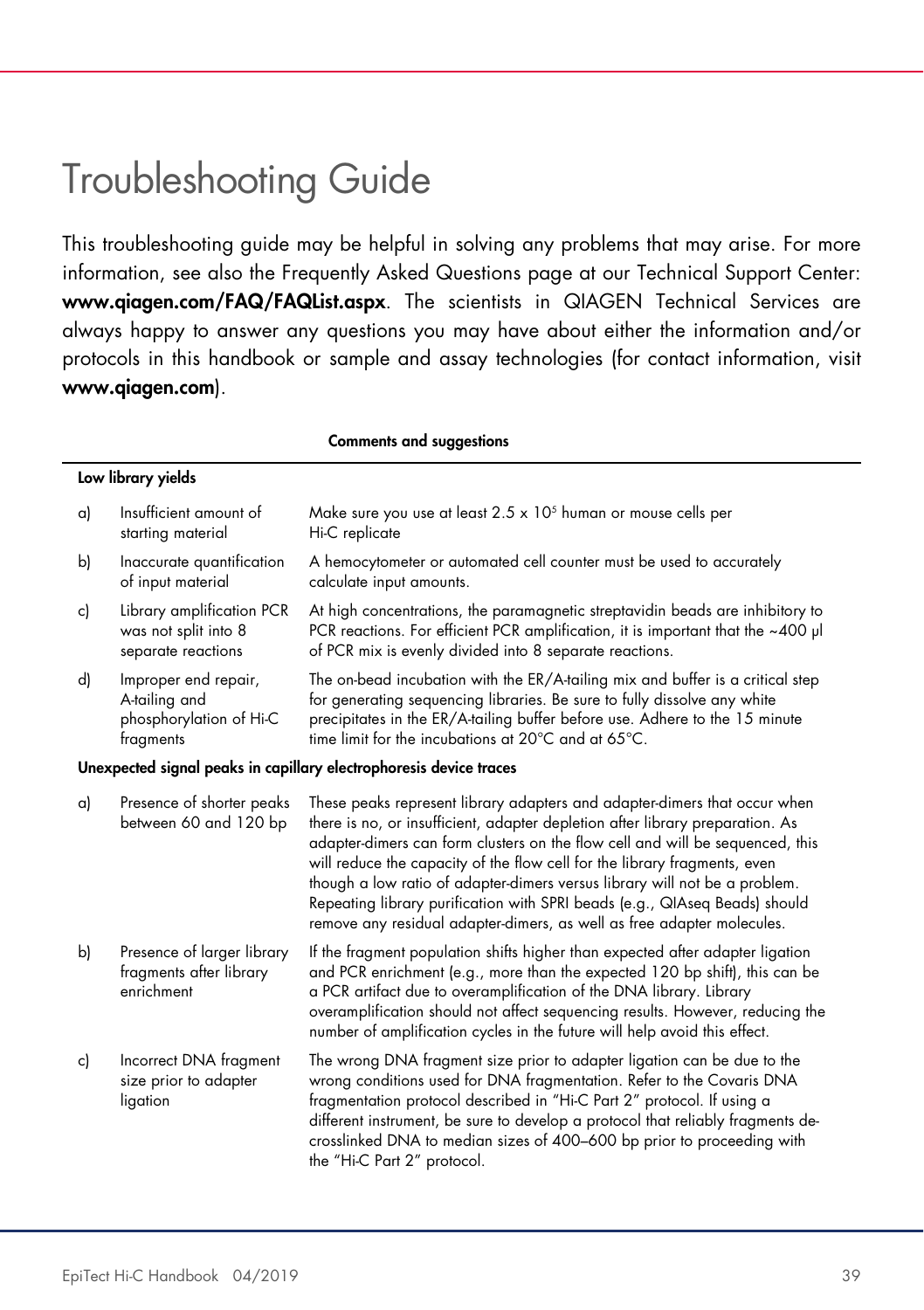# Troubleshooting Guide

This troubleshooting guide may be helpful in solving any problems that may arise. For more information, see also the Frequently Asked Questions page at our Technical Support Center: **www.qiagen.com/FAQ/FAQList.aspx**. The scientists in QIAGEN Technical Services are always happy to answer any questions you may have about either the information and/or protocols in this handbook or sample and assay technologies (for contact information, visit **www.qiagen.com**).

| | | **Comments and suggestions** |
|---|---|---|
| **Low library yields** | | |
| a) | Insufficient amount of starting material | Make sure you use at least $2.5 \times 10^5$ human or mouse cells per Hi-C replicate |
| b) | Inaccurate quantification of input material | A hemocytometer or automated cell counter must be used to accurately calculate input amounts. |
| c) | Library amplification PCR was not split into 8 separate reactions | At high concentrations, the paramagnetic streptavidin beads are inhibitory to PCR reactions. For efficient PCR amplification, it is important that the ~400 µl of PCR mix is evenly divided into 8 separate reactions. |
| d) | Improper end repair, A-tailing and phosphorylation of Hi-C fragments | The on-bead incubation with the ER/A-tailing mix and buffer is a critical step for generating sequencing libraries. Be sure to fully dissolve any white precipitates in the ER/A-tailing buffer before use. Adhere to the 15 minute time limit for the incubations at 20°C and at 65°C. |
| **Unexpected signal peaks in capillary electrophoresis device traces** | | |
| a) | Presence of shorter peaks between 60 and 120 bp | These peaks represent library adapters and adapter-dimers that occur when there is no, or insufficient, adapter depletion after library preparation. As adapter-dimers can form clusters on the flow cell and will be sequenced, this will reduce the capacity of the flow cell for the library fragments, even though a low ratio of adapter-dimers versus library will not be a problem. Repeating library purification with SPRI beads (e.g., QIAseq Beads) should remove any residual adapter-dimers, as well as free adapter molecules. |
| b) | Presence of larger library fragments after library enrichment | If the fragment population shifts higher than expected after adapter ligation and PCR enrichment (e.g., more than the expected 120 bp shift), this can be a PCR artifact due to overamplification of the DNA library. Library overamplification should not affect sequencing results. However, reducing the number of amplification cycles in the future will help avoid this effect. |
| c) | Incorrect DNA fragment size prior to adapter ligation | The wrong DNA fragment size prior to adapter ligation can be due to the wrong conditions used for DNA fragmentation. Refer to the Covaris DNA fragmentation protocol described in "Hi-C Part 2" protocol. If using a different instrument, be sure to develop a protocol that reliably fragments de-crosslinked DNA to median sizes of 400–600 bp prior to proceeding with the "Hi-C Part 2" protocol. |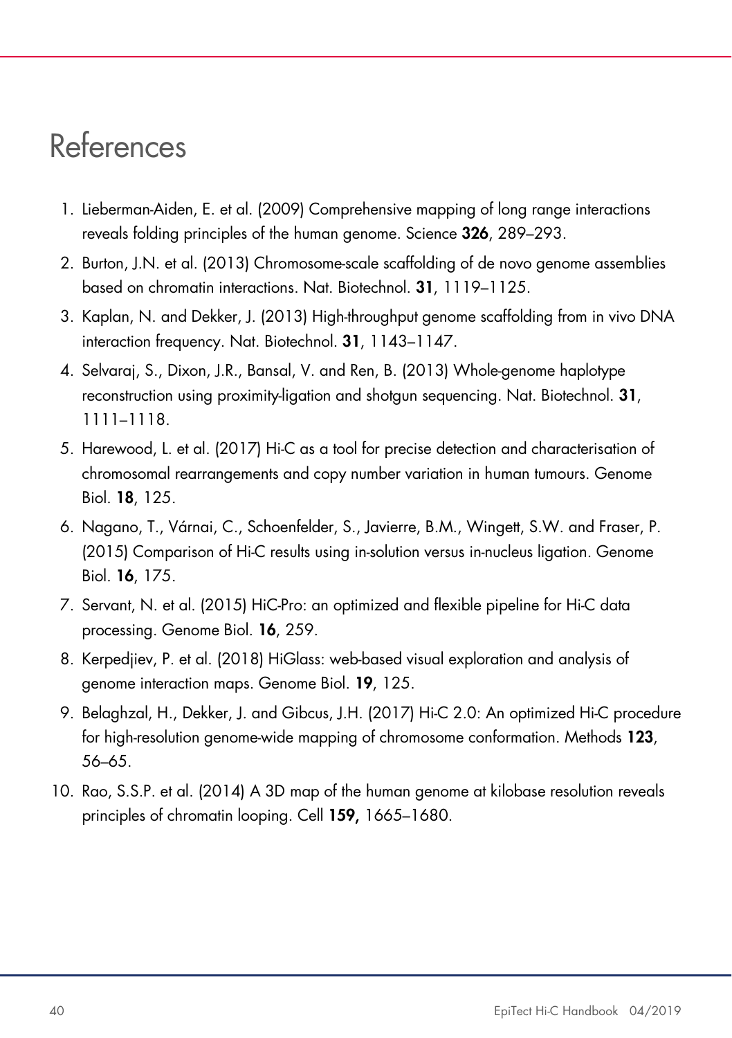# References

1. Lieberman-Aiden, E. et al. (2009) Comprehensive mapping of long range interactions reveals folding principles of the human genome. Science **326**, 289–293.
2. Burton, J.N. et al. (2013) Chromosome-scale scaffolding of de novo genome assemblies based on chromatin interactions. Nat. Biotechnol. **31**, 1119–1125.
3. Kaplan, N. and Dekker, J. (2013) High-throughput genome scaffolding from in vivo DNA interaction frequency. Nat. Biotechnol. **31**, 1143–1147.
4. Selvaraj, S., Dixon, J.R., Bansal, V. and Ren, B. (2013) Whole-genome haplotype reconstruction using proximity-ligation and shotgun sequencing. Nat. Biotechnol. **31**, 1111–1118.
5. Harewood, L. et al. (2017) Hi-C as a tool for precise detection and characterisation of chromosomal rearrangements and copy number variation in human tumours. Genome Biol. **18**, 125.
6. Nagano, T., Várnai, C., Schoenfelder, S., Javierre, B.M., Wingett, S.W. and Fraser, P. (2015) Comparison of Hi-C results using in-solution versus in-nucleus ligation. Genome Biol. **16**, 175.
7. Servant, N. et al. (2015) HiC-Pro: an optimized and flexible pipeline for Hi-C data processing. Genome Biol. **16**, 259.
8. Kerpedjiev, P. et al. (2018) HiGlass: web-based visual exploration and analysis of genome interaction maps. Genome Biol. **19**, 125.
9. Belaghzal, H., Dekker, J. and Gibcus, J.H. (2017) Hi-C 2.0: An optimized Hi-C procedure for high-resolution genome-wide mapping of chromosome conformation. Methods **123**, 56–65.
10. Rao, S.S.P. et al. (2014) A 3D map of the human genome at kilobase resolution reveals principles of chromatin looping. Cell **159,** 1665–1680.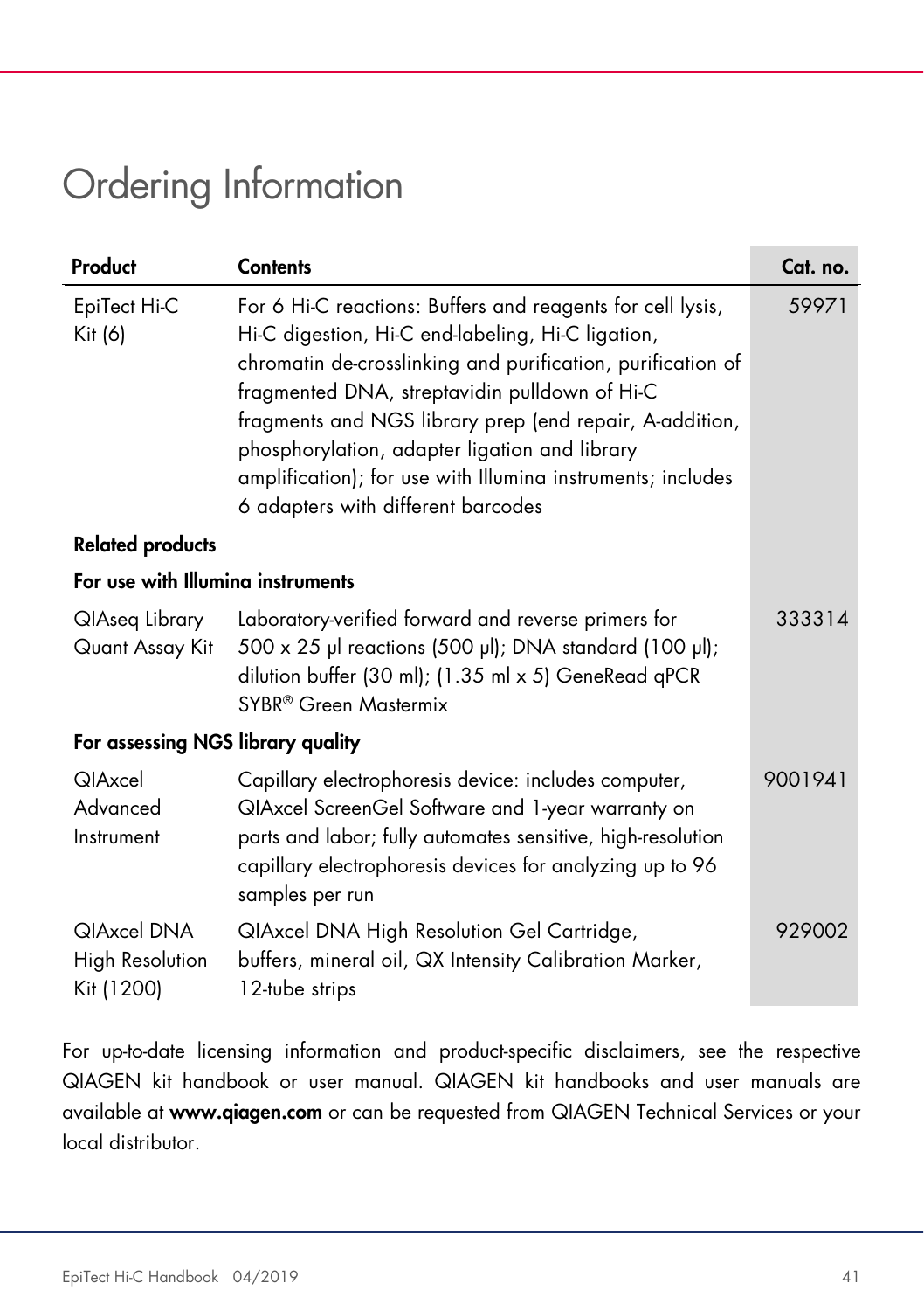# Ordering Information

| Product | Contents | Cat. no. |
|---|---|---|
| EpiTect Hi-C Kit (6) | For 6 Hi-C reactions: Buffers and reagents for cell lysis, Hi-C digestion, Hi-C end-labeling, Hi-C ligation, chromatin de-crosslinking and purification, purification of fragmented DNA, streptavidin pulldown of Hi-C fragments and NGS library prep (end repair, A-addition, phosphorylation, adapter ligation and library amplification); for use with Illumina instruments; includes 6 adapters with different barcodes | 59971 |
| **Related products** | | |
| **For use with Illumina instruments** | | |
| QIAseq Library Quant Assay Kit | Laboratory-verified forward and reverse primers for 500 x 25 µl reactions (500 µl); DNA standard (100 µl); dilution buffer (30 ml); (1.35 ml x 5) GeneRead qPCR SYBR® Green Mastermix | 333314 |
| **For assessing NGS library quality** | | |
| QIAxcel Advanced Instrument | Capillary electrophoresis device: includes computer, QIAxcel ScreenGel Software and 1-year warranty on parts and labor; fully automates sensitive, high-resolution capillary electrophoresis devices for analyzing up to 96 samples per run | 9001941 |
| QIAxcel DNA High Resolution Kit (1200) | QIAxcel DNA High Resolution Gel Cartridge, buffers, mineral oil, QX Intensity Calibration Marker, 12-tube strips | 929002 |

For up-to-date licensing information and product-specific disclaimers, see the respective QIAGEN kit handbook or user manual. QIAGEN kit handbooks and user manuals are available at **www.qiagen.com** or can be requested from QIAGEN Technical Services or your local distributor.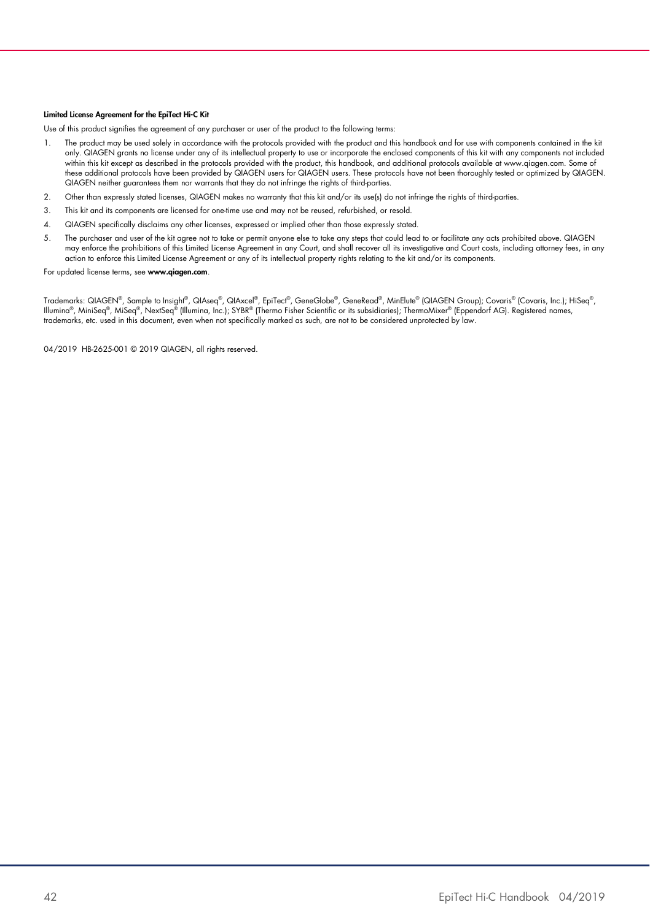**Limited License Agreement for the EpiTect Hi-C Kit**

Use of this product signifies the agreement of any purchaser or user of the product to the following terms:

1. The product may be used solely in accordance with the protocols provided with the product and this handbook and for use with components contained in the kit only. QIAGEN grants no license under any of its intellectual property to use or incorporate the enclosed components of this kit with any components not included within this kit except as described in the protocols provided with the product, this handbook, and additional protocols available at www.qiagen.com. Some of these additional protocols have been provided by QIAGEN users for QIAGEN users. These protocols have not been thoroughly tested or optimized by QIAGEN. QIAGEN neither guarantees them nor warrants that they do not infringe the rights of third-parties.
2. Other than expressly stated licenses, QIAGEN makes no warranty that this kit and/or its use(s) do not infringe the rights of third-parties.
3. This kit and its components are licensed for one-time use and may not be reused, refurbished, or resold.
4. QIAGEN specifically disclaims any other licenses, expressed or implied other than those expressly stated.
5. The purchaser and user of the kit agree not to take or permit anyone else to take any steps that could lead to or facilitate any acts prohibited above. QIAGEN may enforce the prohibitions of this Limited License Agreement in any Court, and shall recover all its investigative and Court costs, including attorney fees, in any action to enforce this Limited License Agreement or any of its intellectual property rights relating to the kit and/or its components.

For updated license terms, see **www.qiagen.com**.

Trademarks: QIAGEN®, Sample to Insight®, QIAseq®, QIAxcel®, EpiTect®, GeneGlobe®, GeneRead®, MinElute® (QIAGEN Group); Covaris® (Covaris, Inc.); HiSeq®, Illumina®, MiniSeq®, MiSeq®, NextSeq® (Illumina, Inc.); SYBR® (Thermo Fisher Scientific or its subsidiaries); ThermoMixer® (Eppendorf AG). Registered names, trademarks, etc. used in this document, even when not specifically marked as such, are not to be considered unprotected by law.

04/2019 HB-2625-001 © 2019 QIAGEN, all rights reserved.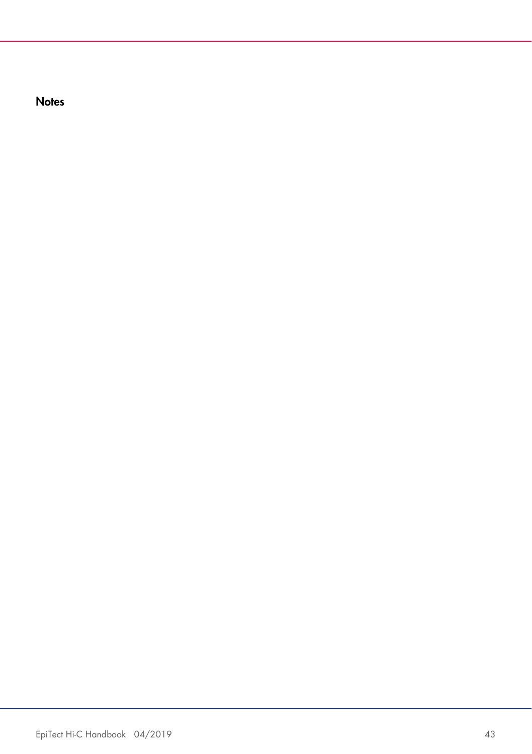### Notes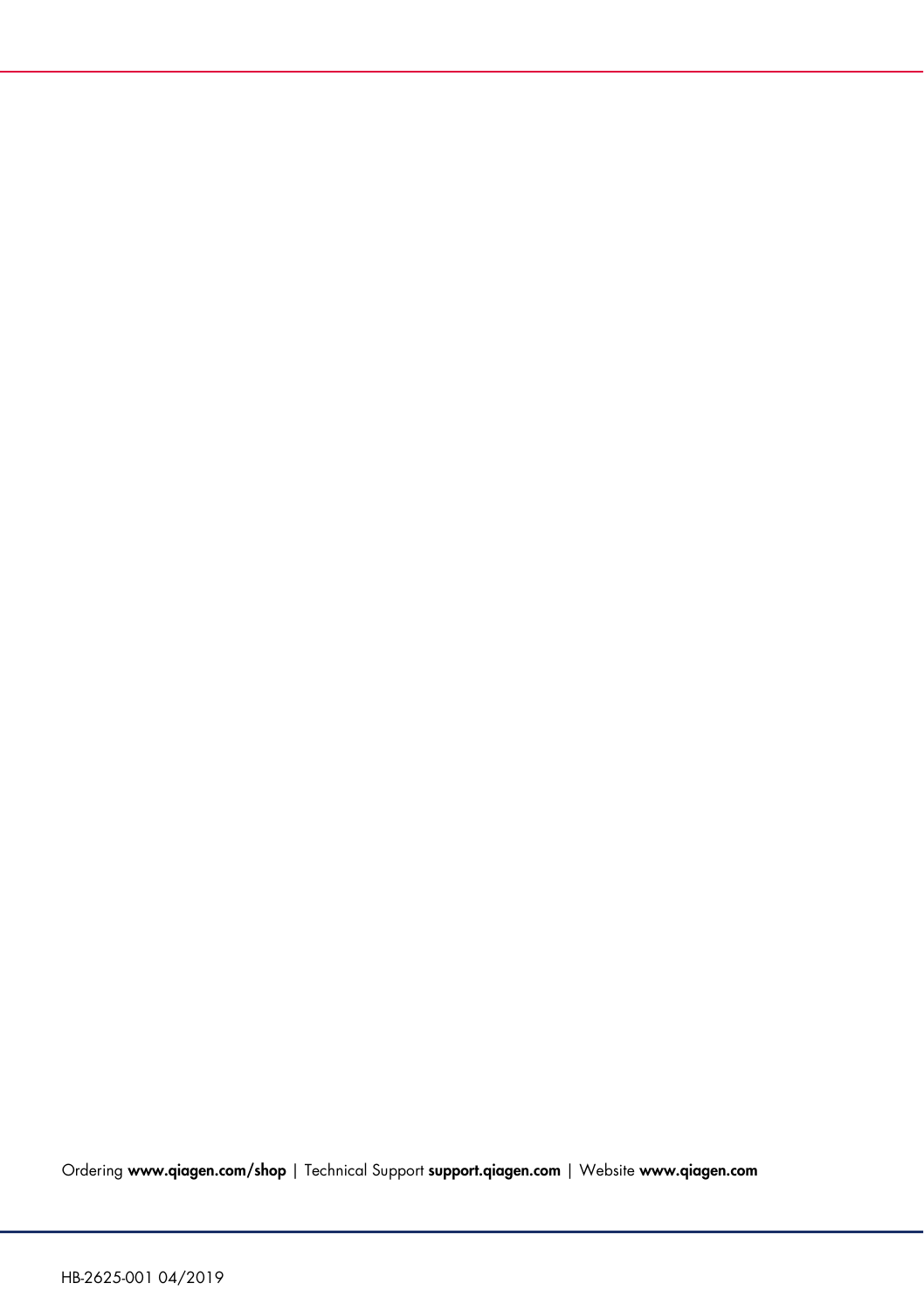Ordering **www.qiagen.com/shop** | Technical Support **support.qiagen.com** | Website **www.qiagen.com**

HB-2625-001 04/2019